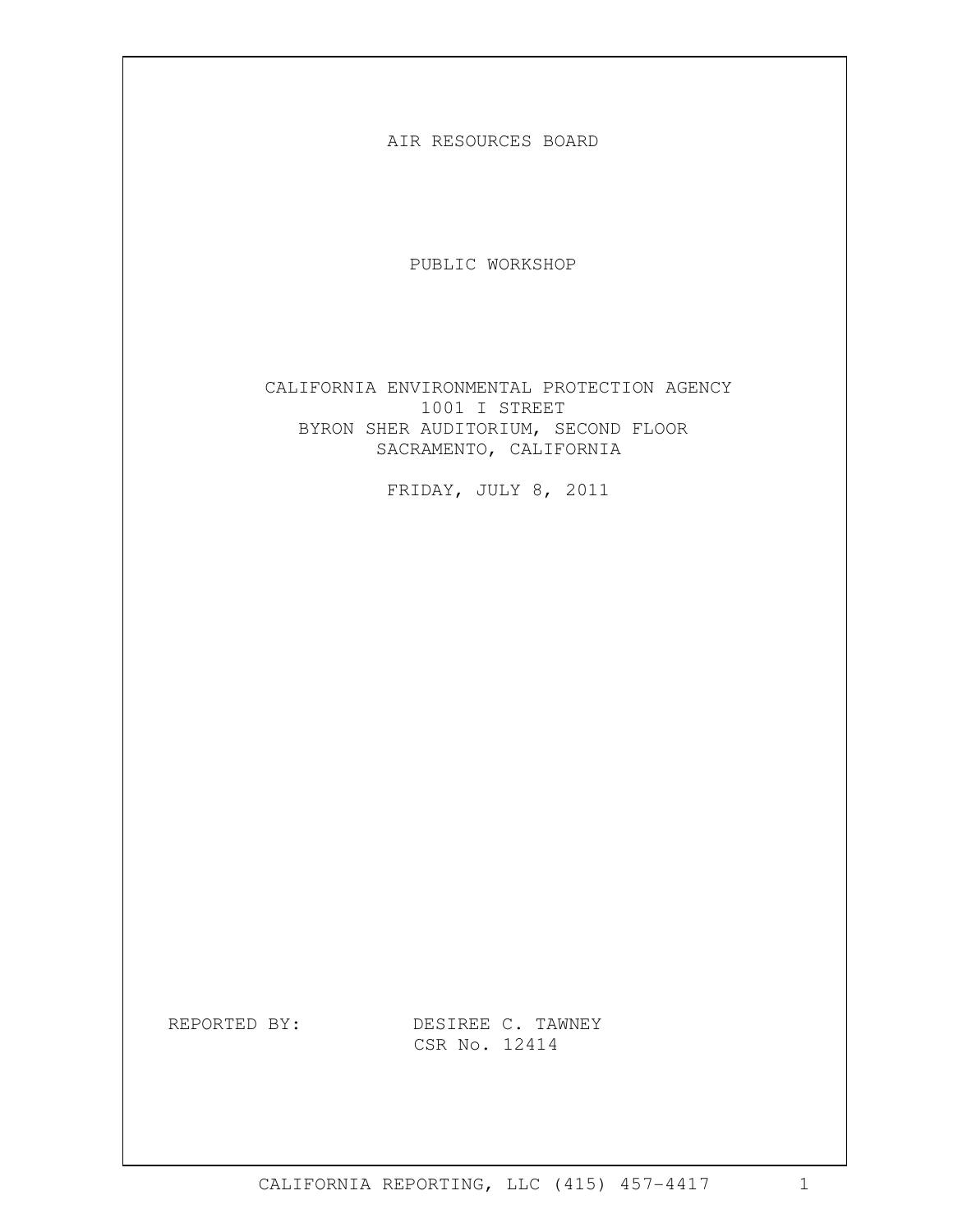# AIR RESOURCES BOARD

## PUBLIC WORKSHOP

CALIFORNIA ENVIRONMENTAL PROTECTION AGENCY
1001 I STREET
BYRON SHER AUDITORIUM, SECOND FLOOR
SACRAMENTO, CALIFORNIA

FRIDAY, JULY 8, 2011

REPORTED BY: DESIREE C. TAWNEY
CSR No. 12414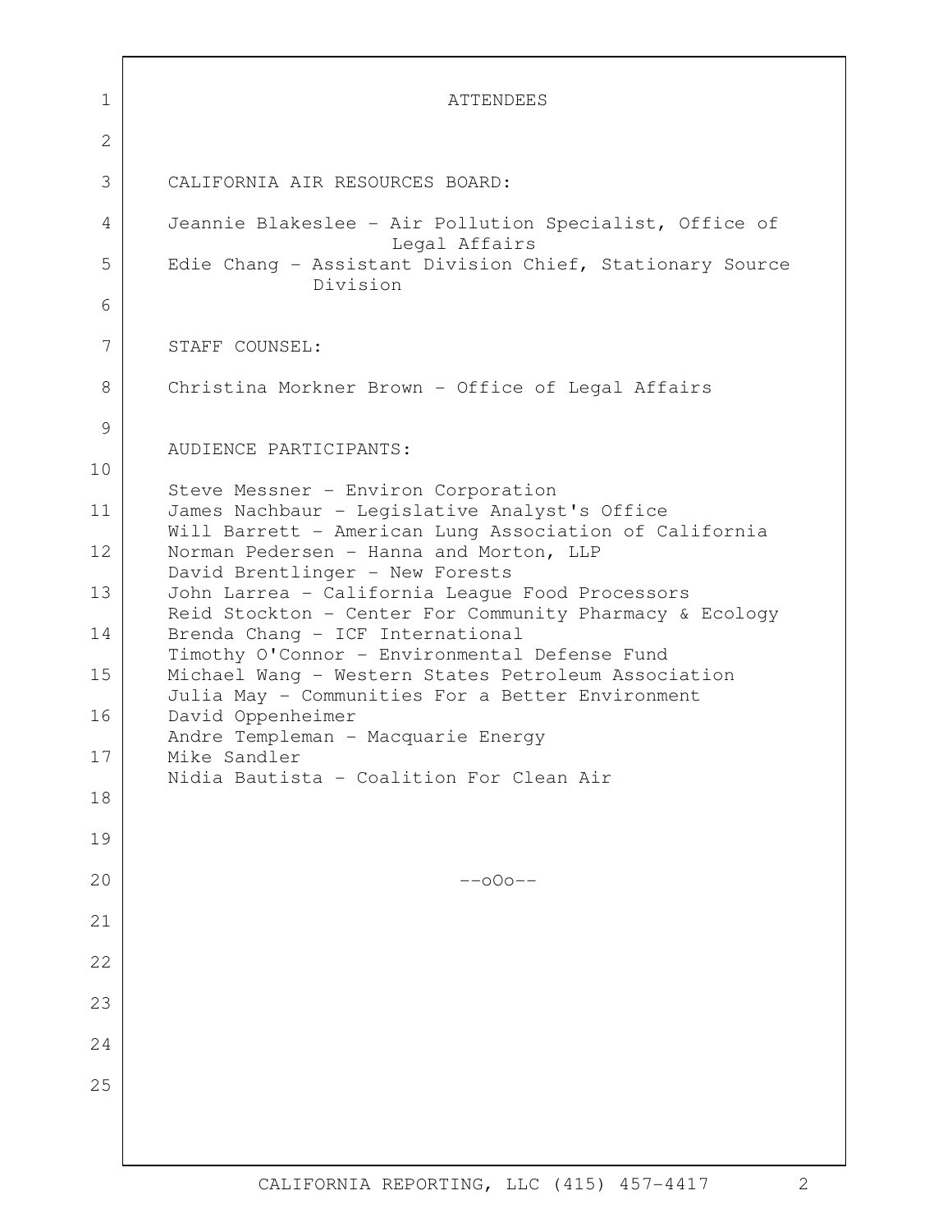# ATTENDEES

CALIFORNIA AIR RESOURCES BOARD:

Jeannie Blakeslee - Air Pollution Specialist, Office of Legal Affairs
Edie Chang - Assistant Division Chief, Stationary Source Division

STAFF COUNSEL:

Christina Morkner Brown - Office of Legal Affairs

AUDIENCE PARTICIPANTS:

Steve Messner - Environ Corporation
James Nachbaur - Legislative Analyst's Office
Will Barrett - American Lung Association of California
Norman Pedersen - Hanna and Morton, LLP
David Brentlinger - New Forests
John Larrea - California League Food Processors
Reid Stockton - Center For Community Pharmacy & Ecology
Brenda Chang - ICF International
Timothy O'Connor - Environmental Defense Fund
Michael Wang - Western States Petroleum Association
Julia May - Communities For a Better Environment
David Oppenheimer
Andre Templeman - Macquarie Energy
Mike Sandler
Nidia Bautista - Coalition For Clean Air

--oOo--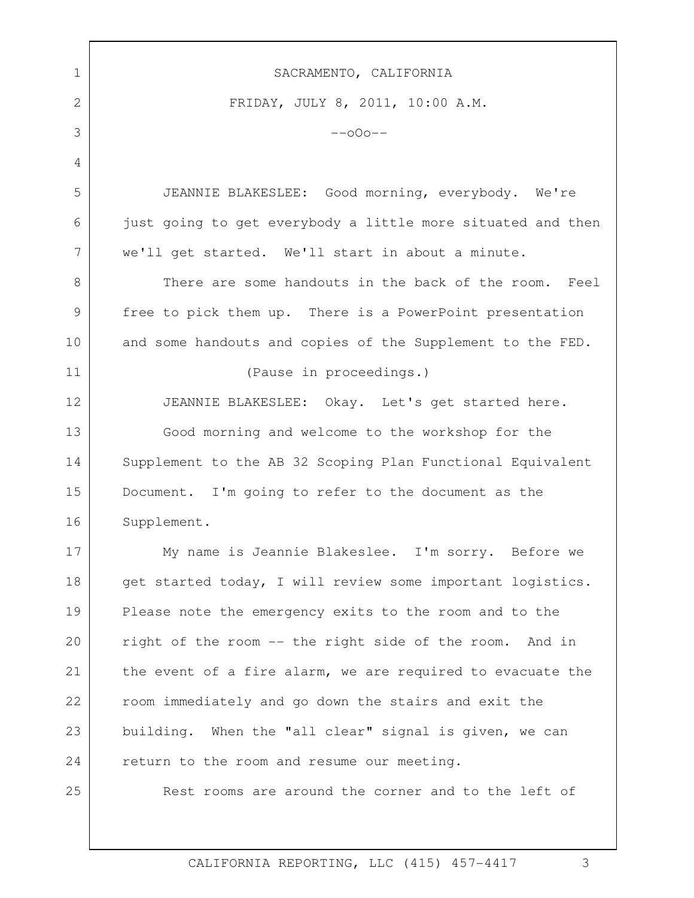SACRAMENTO, CALIFORNIA

FRIDAY, JULY 8, 2011, 10:00 A.M.

--oOo--

JEANNIE BLAKESLEE: Good morning, everybody. We're just going to get everybody a little more situated and then we'll get started. We'll start in about a minute.

There are some handouts in the back of the room. Feel free to pick them up. There is a PowerPoint presentation and some handouts and copies of the Supplement to the FED.

(Pause in proceedings.)

JEANNIE BLAKESLEE: Okay. Let's get started here.

Good morning and welcome to the workshop for the Supplement to the AB 32 Scoping Plan Functional Equivalent Document. I'm going to refer to the document as the Supplement.

My name is Jeannie Blakeslee. I'm sorry. Before we get started today, I will review some important logistics. Please note the emergency exits to the room and to the right of the room -- the right side of the room. And in the event of a fire alarm, we are required to evacuate the room immediately and go down the stairs and exit the building. When the "all clear" signal is given, we can return to the room and resume our meeting.

Rest rooms are around the corner and to the left of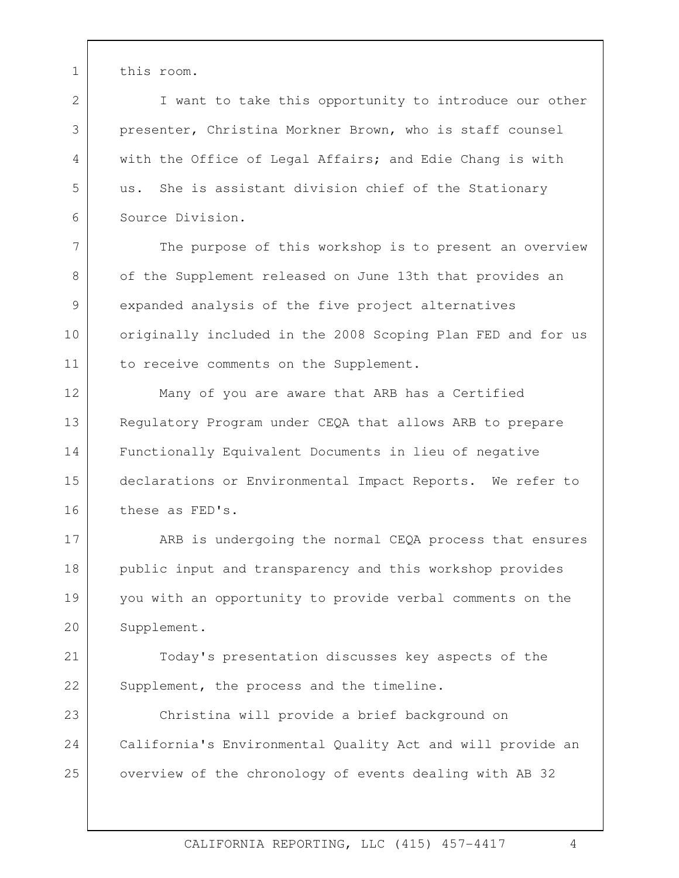this room.

I want to take this opportunity to introduce our other presenter, Christina Morkner Brown, who is staff counsel with the Office of Legal Affairs; and Edie Chang is with us. She is assistant division chief of the Stationary Source Division.

The purpose of this workshop is to present an overview of the Supplement released on June 13th that provides an expanded analysis of the five project alternatives originally included in the 2008 Scoping Plan FED and for us to receive comments on the Supplement.

Many of you are aware that ARB has a Certified Regulatory Program under CEQA that allows ARB to prepare Functionally Equivalent Documents in lieu of negative declarations or Environmental Impact Reports. We refer to these as FED's.

ARB is undergoing the normal CEQA process that ensures public input and transparency and this workshop provides you with an opportunity to provide verbal comments on the Supplement.

Today's presentation discusses key aspects of the Supplement, the process and the timeline.

Christina will provide a brief background on California's Environmental Quality Act and will provide an overview of the chronology of events dealing with AB 32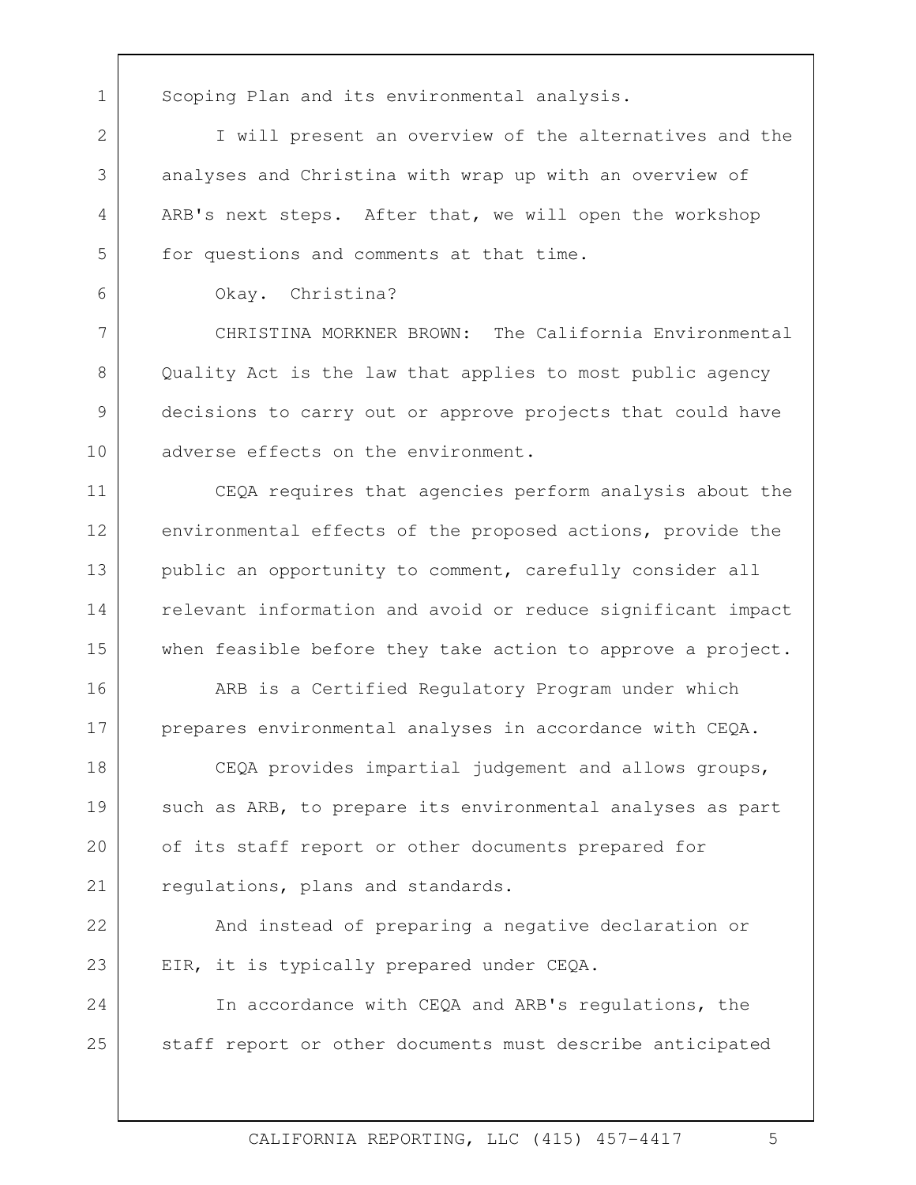Scoping Plan and its environmental analysis.

I will present an overview of the alternatives and the analyses and Christina with wrap up with an overview of ARB's next steps. After that, we will open the workshop for questions and comments at that time.

Okay. Christina?

CHRISTINA MORKNER BROWN: The California Environmental Quality Act is the law that applies to most public agency decisions to carry out or approve projects that could have adverse effects on the environment.

CEQA requires that agencies perform analysis about the environmental effects of the proposed actions, provide the public an opportunity to comment, carefully consider all relevant information and avoid or reduce significant impact when feasible before they take action to approve a project.

ARB is a Certified Regulatory Program under which prepares environmental analyses in accordance with CEQA.

CEQA provides impartial judgement and allows groups, such as ARB, to prepare its environmental analyses as part of its staff report or other documents prepared for regulations, plans and standards.

And instead of preparing a negative declaration or EIR, it is typically prepared under CEQA.

In accordance with CEQA and ARB's regulations, the staff report or other documents must describe anticipated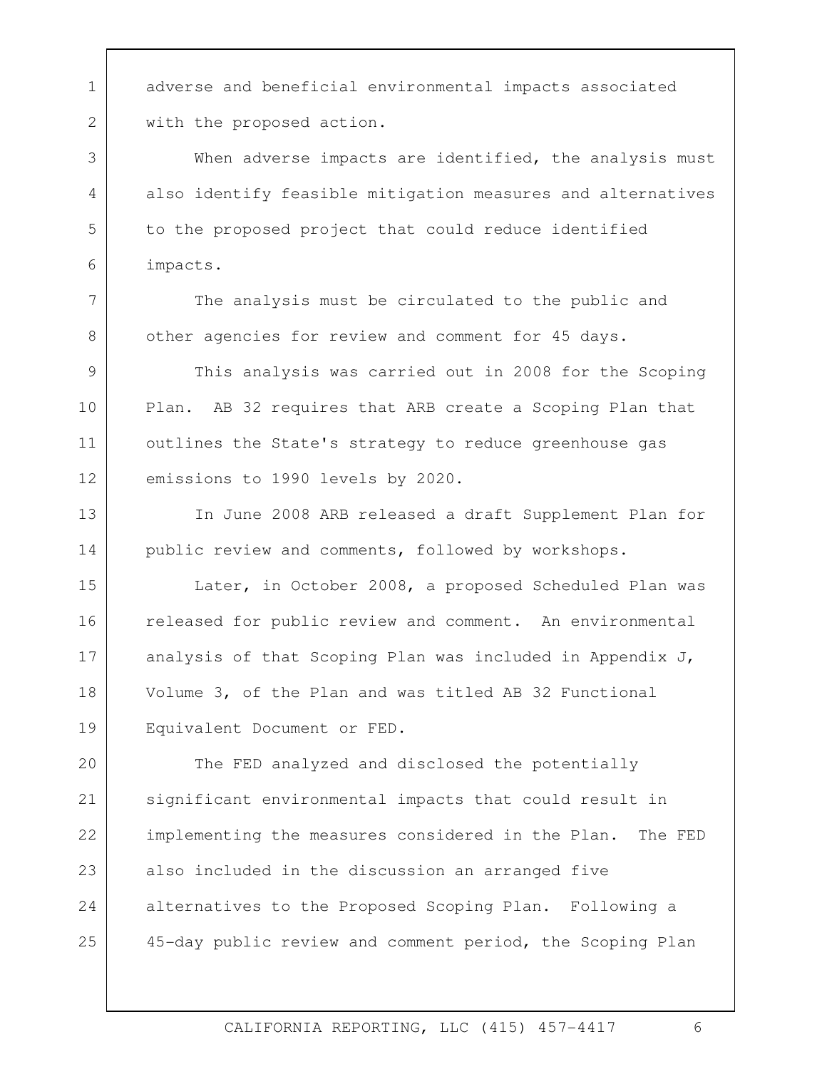adverse and beneficial environmental impacts associated with the proposed action.

When adverse impacts are identified, the analysis must also identify feasible mitigation measures and alternatives to the proposed project that could reduce identified impacts.

The analysis must be circulated to the public and other agencies for review and comment for 45 days.

This analysis was carried out in 2008 for the Scoping Plan. AB 32 requires that ARB create a Scoping Plan that outlines the State's strategy to reduce greenhouse gas emissions to 1990 levels by 2020.

In June 2008 ARB released a draft Supplement Plan for public review and comments, followed by workshops.

Later, in October 2008, a proposed Scheduled Plan was released for public review and comment. An environmental analysis of that Scoping Plan was included in Appendix J, Volume 3, of the Plan and was titled AB 32 Functional Equivalent Document or FED.

The FED analyzed and disclosed the potentially significant environmental impacts that could result in implementing the measures considered in the Plan. The FED also included in the discussion an arranged five alternatives to the Proposed Scoping Plan. Following a 45-day public review and comment period, the Scoping Plan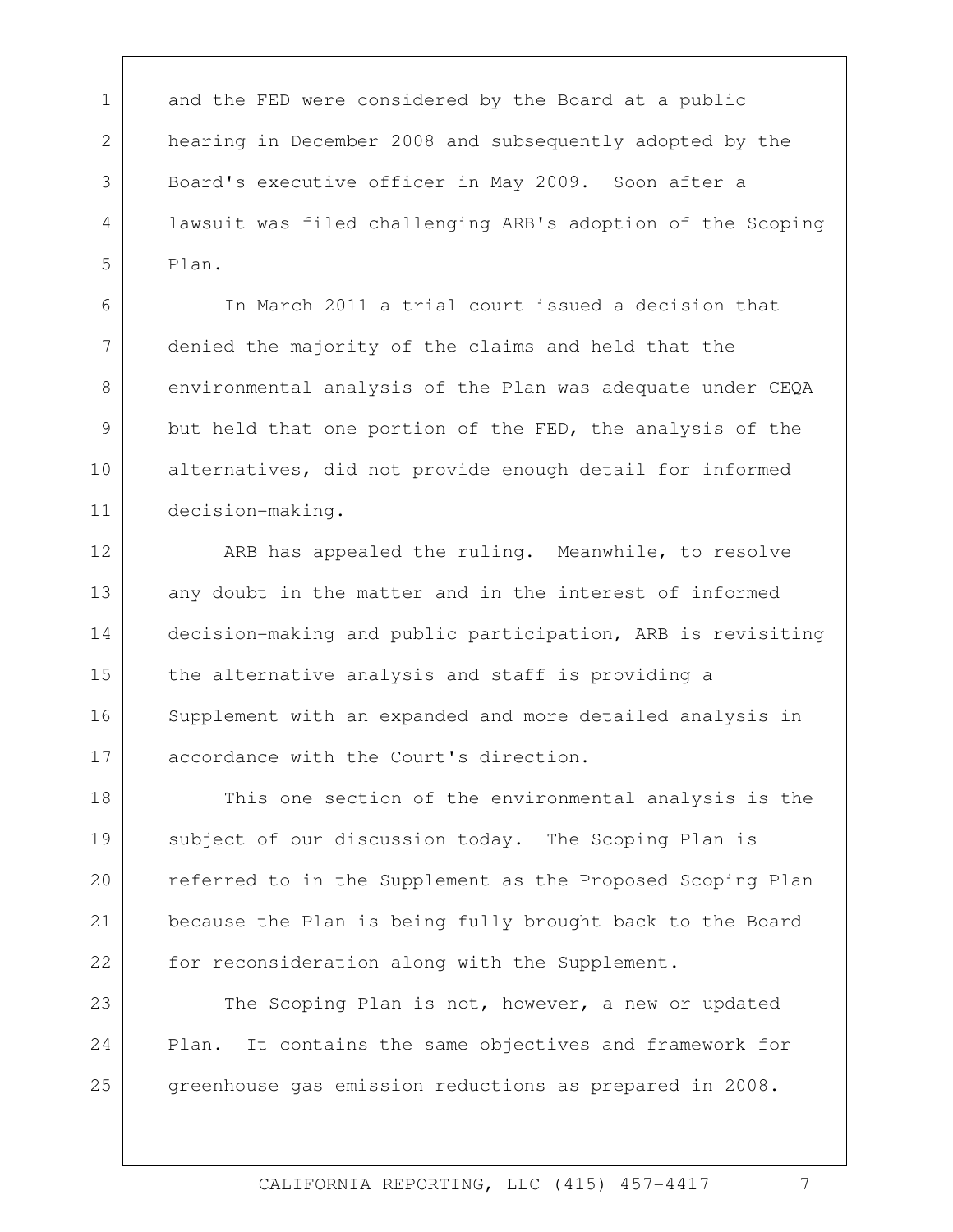and the FED were considered by the Board at a public hearing in December 2008 and subsequently adopted by the Board's executive officer in May 2009. Soon after a lawsuit was filed challenging ARB's adoption of the Scoping Plan.

In March 2011 a trial court issued a decision that denied the majority of the claims and held that the environmental analysis of the Plan was adequate under CEQA but held that one portion of the FED, the analysis of the alternatives, did not provide enough detail for informed decision-making.

ARB has appealed the ruling. Meanwhile, to resolve any doubt in the matter and in the interest of informed decision-making and public participation, ARB is revisiting the alternative analysis and staff is providing a Supplement with an expanded and more detailed analysis in accordance with the Court's direction.

This one section of the environmental analysis is the subject of our discussion today. The Scoping Plan is referred to in the Supplement as the Proposed Scoping Plan because the Plan is being fully brought back to the Board for reconsideration along with the Supplement.

The Scoping Plan is not, however, a new or updated Plan. It contains the same objectives and framework for greenhouse gas emission reductions as prepared in 2008.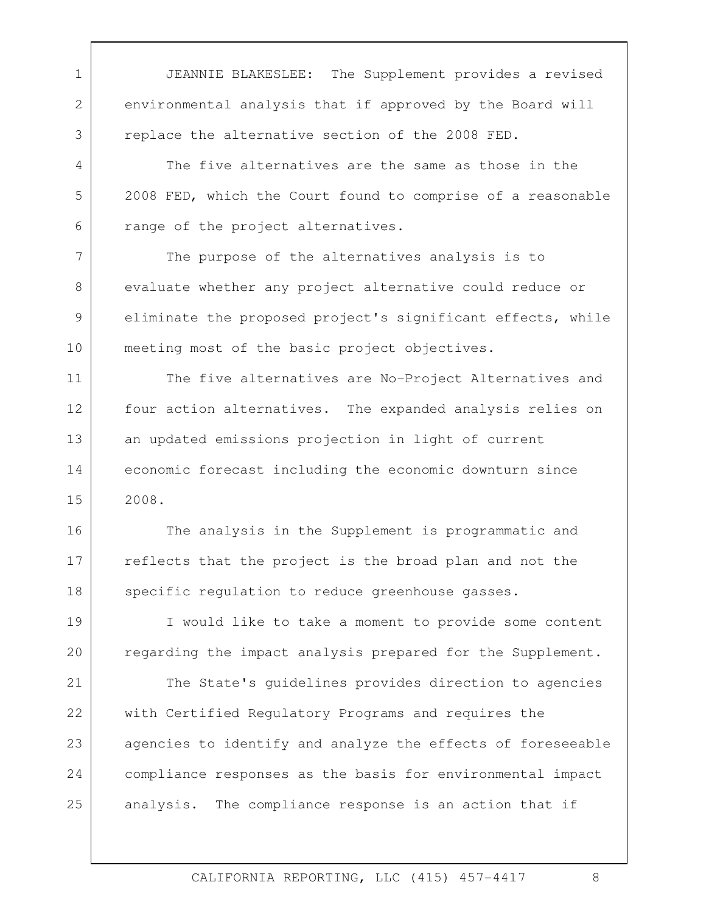JEANNIE BLAKESLEE: The Supplement provides a revised environmental analysis that if approved by the Board will replace the alternative section of the 2008 FED.

The five alternatives are the same as those in the 2008 FED, which the Court found to comprise of a reasonable range of the project alternatives.

The purpose of the alternatives analysis is to evaluate whether any project alternative could reduce or eliminate the proposed project's significant effects, while meeting most of the basic project objectives.

The five alternatives are No-Project Alternatives and four action alternatives. The expanded analysis relies on an updated emissions projection in light of current economic forecast including the economic downturn since 2008.

The analysis in the Supplement is programmatic and reflects that the project is the broad plan and not the specific regulation to reduce greenhouse gasses.

I would like to take a moment to provide some content regarding the impact analysis prepared for the Supplement.

The State's guidelines provides direction to agencies with Certified Regulatory Programs and requires the agencies to identify and analyze the effects of foreseeable compliance responses as the basis for environmental impact analysis. The compliance response is an action that if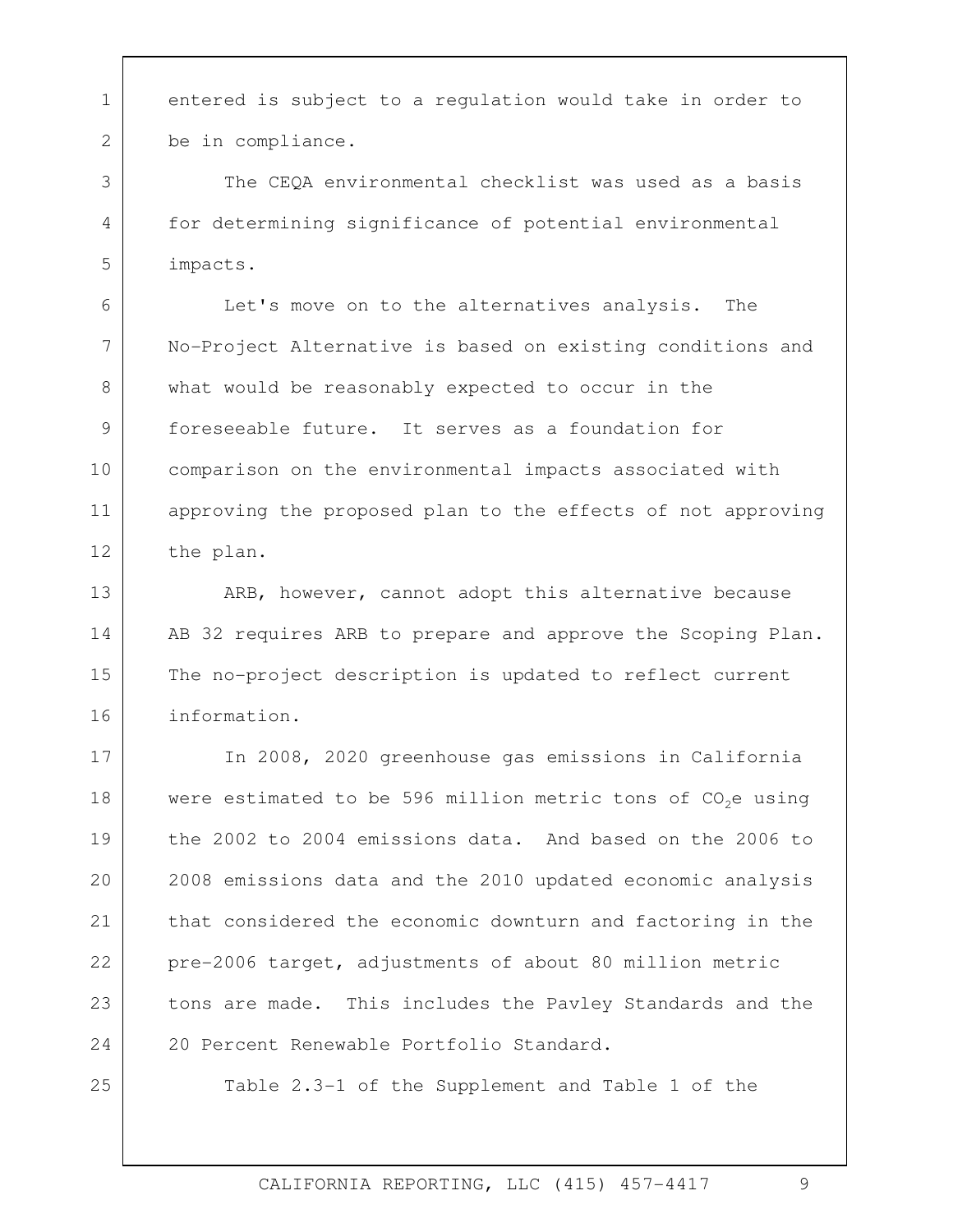entered is subject to a regulation would take in order to be in compliance.

The CEQA environmental checklist was used as a basis for determining significance of potential environmental impacts.

Let's move on to the alternatives analysis. The No-Project Alternative is based on existing conditions and what would be reasonably expected to occur in the foreseeable future. It serves as a foundation for comparison on the environmental impacts associated with approving the proposed plan to the effects of not approving the plan.

ARB, however, cannot adopt this alternative because AB 32 requires ARB to prepare and approve the Scoping Plan. The no-project description is updated to reflect current information.

In 2008, 2020 greenhouse gas emissions in California were estimated to be 596 million metric tons of $CO_2e$ using the 2002 to 2004 emissions data. And based on the 2006 to 2008 emissions data and the 2010 updated economic analysis that considered the economic downturn and factoring in the pre-2006 target, adjustments of about 80 million metric tons are made. This includes the Pavley Standards and the 20 Percent Renewable Portfolio Standard.

Table 2.3-1 of the Supplement and Table 1 of the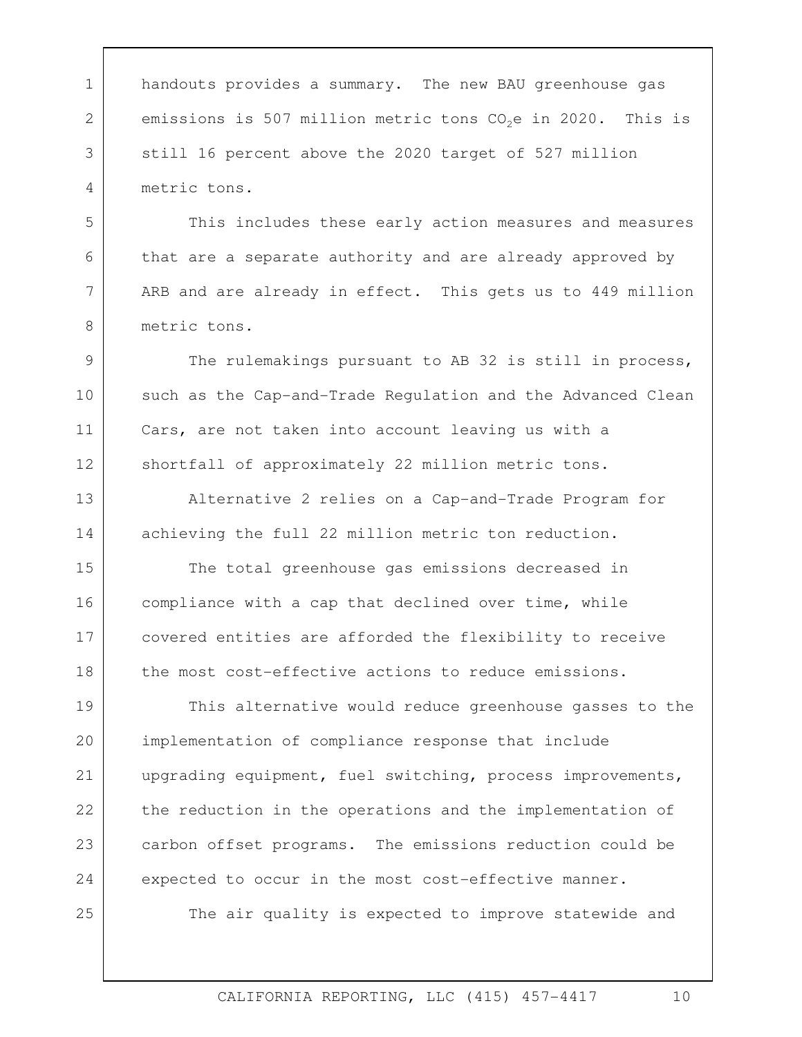handouts provides a summary. The new BAU greenhouse gas emissions is 507 million metric tons $CO_2e$ in 2020. This is still 16 percent above the 2020 target of 527 million metric tons.

This includes these early action measures and measures that are a separate authority and are already approved by ARB and are already in effect. This gets us to 449 million metric tons.

The rulemakings pursuant to AB 32 is still in process, such as the Cap-and-Trade Regulation and the Advanced Clean Cars, are not taken into account leaving us with a shortfall of approximately 22 million metric tons.

Alternative 2 relies on a Cap-and-Trade Program for achieving the full 22 million metric ton reduction.

The total greenhouse gas emissions decreased in compliance with a cap that declined over time, while covered entities are afforded the flexibility to receive the most cost-effective actions to reduce emissions.

This alternative would reduce greenhouse gasses to the implementation of compliance response that include upgrading equipment, fuel switching, process improvements, the reduction in the operations and the implementation of carbon offset programs. The emissions reduction could be expected to occur in the most cost-effective manner.

The air quality is expected to improve statewide and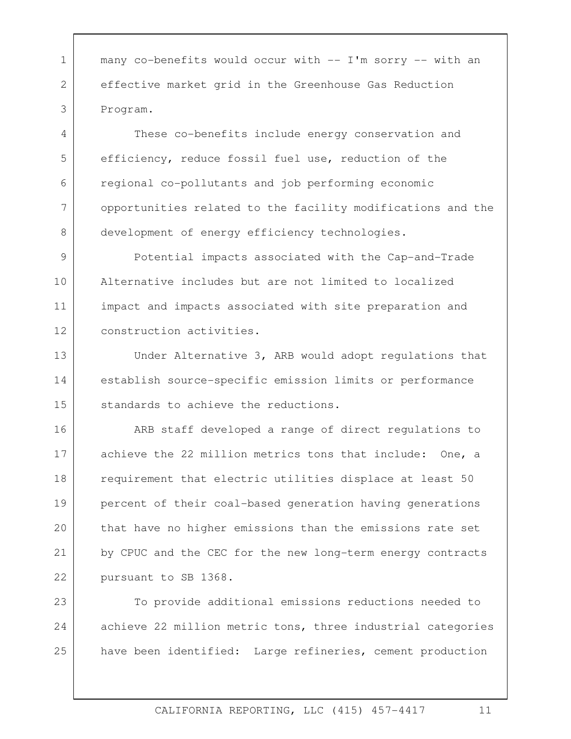many co-benefits would occur with -- I'm sorry -- with an effective market grid in the Greenhouse Gas Reduction Program.

These co-benefits include energy conservation and efficiency, reduce fossil fuel use, reduction of the regional co-pollutants and job performing economic opportunities related to the facility modifications and the development of energy efficiency technologies.

Potential impacts associated with the Cap-and-Trade Alternative includes but are not limited to localized impact and impacts associated with site preparation and construction activities.

Under Alternative 3, ARB would adopt regulations that establish source-specific emission limits or performance standards to achieve the reductions.

ARB staff developed a range of direct regulations to achieve the 22 million metrics tons that include: One, a requirement that electric utilities displace at least 50 percent of their coal-based generation having generations that have no higher emissions than the emissions rate set by CPUC and the CEC for the new long-term energy contracts pursuant to SB 1368.

To provide additional emissions reductions needed to achieve 22 million metric tons, three industrial categories have been identified: Large refineries, cement production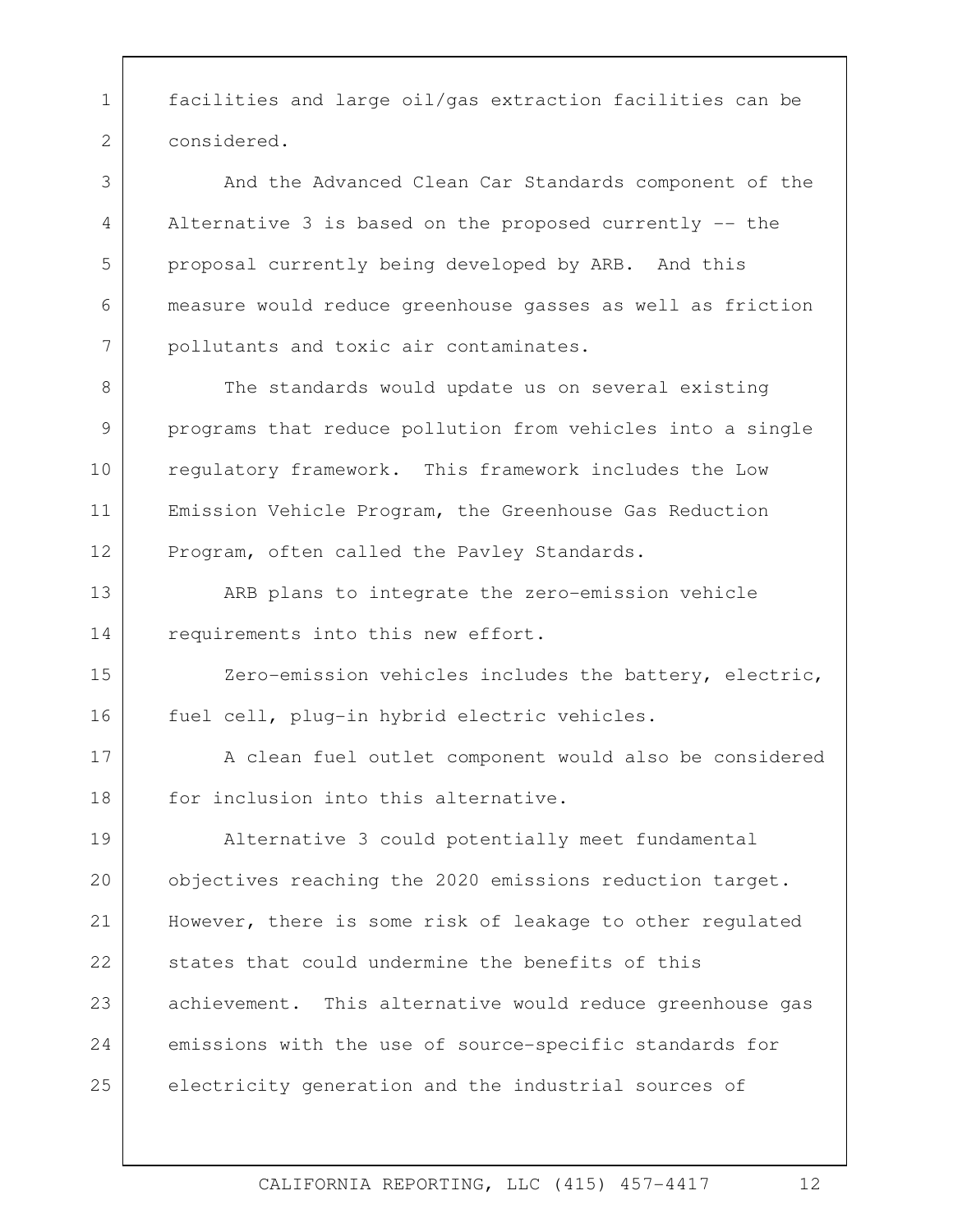facilities and large oil/gas extraction facilities can be considered.

And the Advanced Clean Car Standards component of the Alternative 3 is based on the proposed currently -- the proposal currently being developed by ARB. And this measure would reduce greenhouse gasses as well as friction pollutants and toxic air contaminates.

The standards would update us on several existing programs that reduce pollution from vehicles into a single regulatory framework. This framework includes the Low Emission Vehicle Program, the Greenhouse Gas Reduction Program, often called the Pavley Standards.

ARB plans to integrate the zero-emission vehicle requirements into this new effort.

Zero-emission vehicles includes the battery, electric, fuel cell, plug-in hybrid electric vehicles.

A clean fuel outlet component would also be considered for inclusion into this alternative.

Alternative 3 could potentially meet fundamental objectives reaching the 2020 emissions reduction target. However, there is some risk of leakage to other regulated states that could undermine the benefits of this achievement. This alternative would reduce greenhouse gas emissions with the use of source-specific standards for electricity generation and the industrial sources of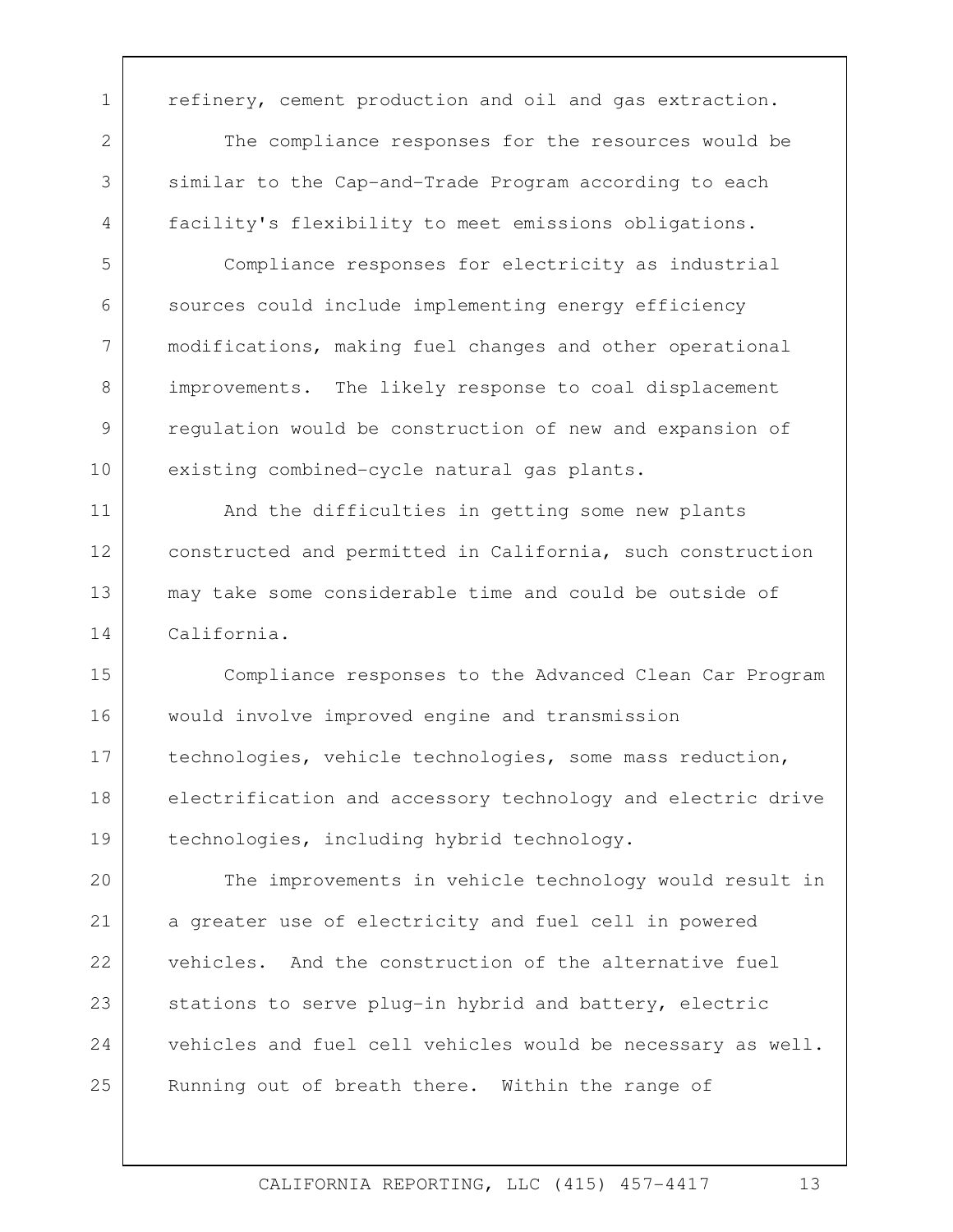refinery, cement production and oil and gas extraction.

The compliance responses for the resources would be similar to the Cap-and-Trade Program according to each facility's flexibility to meet emissions obligations.

Compliance responses for electricity as industrial sources could include implementing energy efficiency modifications, making fuel changes and other operational improvements. The likely response to coal displacement regulation would be construction of new and expansion of existing combined-cycle natural gas plants.

And the difficulties in getting some new plants constructed and permitted in California, such construction may take some considerable time and could be outside of California.

Compliance responses to the Advanced Clean Car Program would involve improved engine and transmission technologies, vehicle technologies, some mass reduction, electrification and accessory technology and electric drive technologies, including hybrid technology.

The improvements in vehicle technology would result in a greater use of electricity and fuel cell in powered vehicles. And the construction of the alternative fuel stations to serve plug-in hybrid and battery, electric vehicles and fuel cell vehicles would be necessary as well. Running out of breath there. Within the range of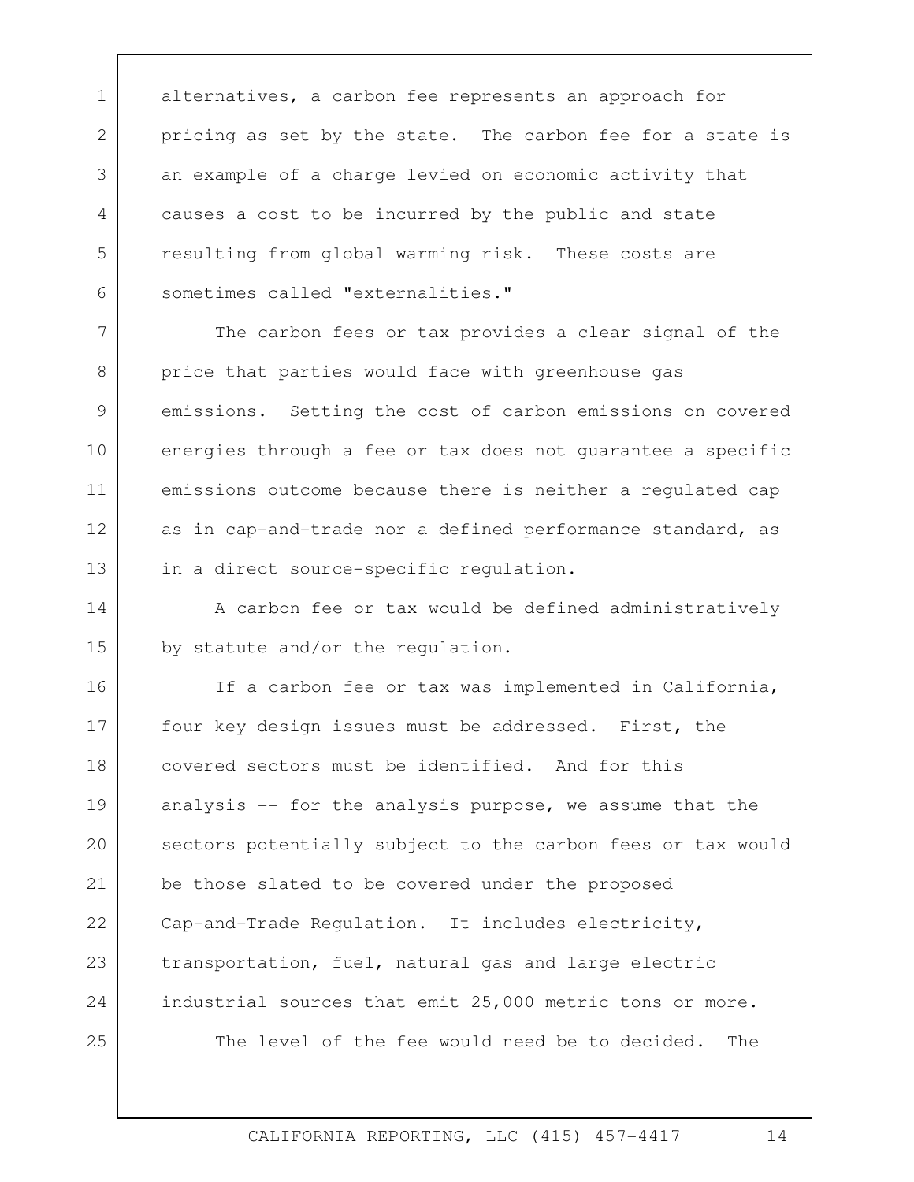alternatives, a carbon fee represents an approach for pricing as set by the state. The carbon fee for a state is an example of a charge levied on economic activity that causes a cost to be incurred by the public and state resulting from global warming risk. These costs are sometimes called "externalities."

The carbon fees or tax provides a clear signal of the price that parties would face with greenhouse gas emissions. Setting the cost of carbon emissions on covered energies through a fee or tax does not guarantee a specific emissions outcome because there is neither a regulated cap as in cap-and-trade nor a defined performance standard, as in a direct source-specific regulation.

A carbon fee or tax would be defined administratively by statute and/or the regulation.

If a carbon fee or tax was implemented in California, four key design issues must be addressed. First, the covered sectors must be identified. And for this analysis -- for the analysis purpose, we assume that the sectors potentially subject to the carbon fees or tax would be those slated to be covered under the proposed Cap-and-Trade Regulation. It includes electricity, transportation, fuel, natural gas and large electric industrial sources that emit 25,000 metric tons or more.

The level of the fee would need be to decided. The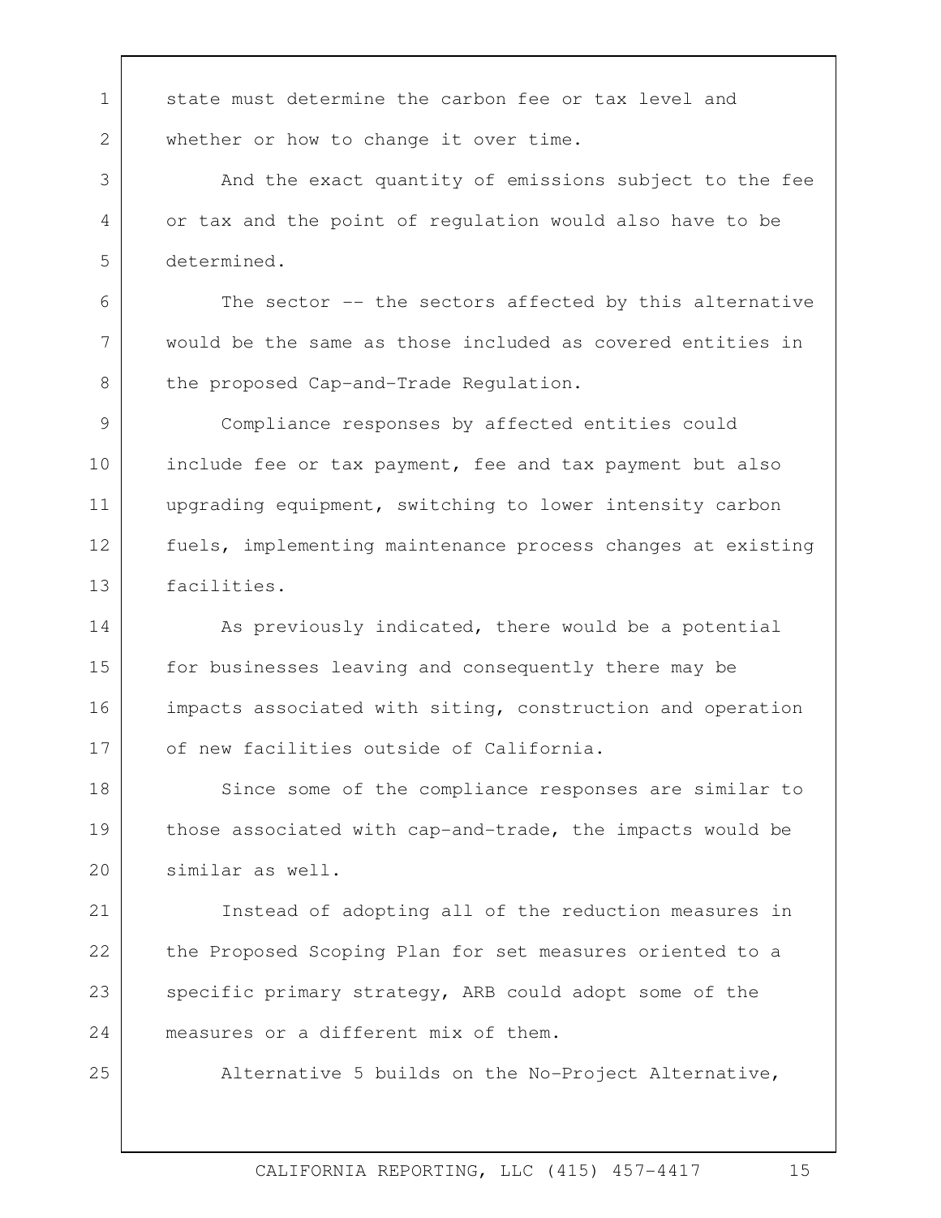state must determine the carbon fee or tax level and whether or how to change it over time.

And the exact quantity of emissions subject to the fee or tax and the point of regulation would also have to be determined.

The sector -- the sectors affected by this alternative would be the same as those included as covered entities in the proposed Cap-and-Trade Regulation.

Compliance responses by affected entities could include fee or tax payment, fee and tax payment but also upgrading equipment, switching to lower intensity carbon fuels, implementing maintenance process changes at existing facilities.

As previously indicated, there would be a potential for businesses leaving and consequently there may be impacts associated with siting, construction and operation of new facilities outside of California.

Since some of the compliance responses are similar to those associated with cap-and-trade, the impacts would be similar as well.

Instead of adopting all of the reduction measures in the Proposed Scoping Plan for set measures oriented to a specific primary strategy, ARB could adopt some of the measures or a different mix of them.

Alternative 5 builds on the No-Project Alternative,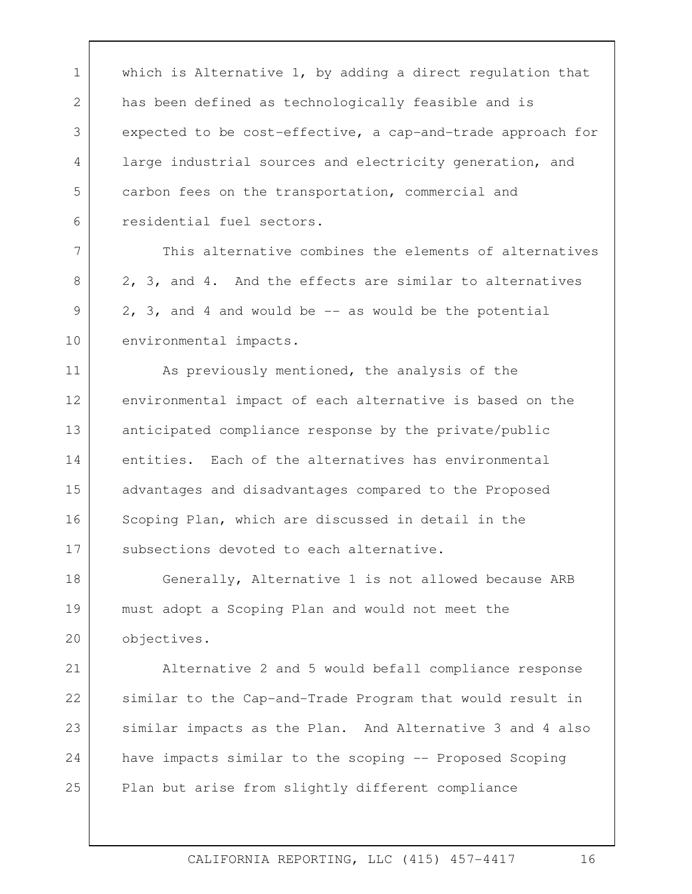which is Alternative 1, by adding a direct regulation that has been defined as technologically feasible and is expected to be cost-effective, a cap-and-trade approach for large industrial sources and electricity generation, and carbon fees on the transportation, commercial and residential fuel sectors.

This alternative combines the elements of alternatives 2, 3, and 4. And the effects are similar to alternatives 2, 3, and 4 and would be -- as would be the potential environmental impacts.

As previously mentioned, the analysis of the environmental impact of each alternative is based on the anticipated compliance response by the private/public entities. Each of the alternatives has environmental advantages and disadvantages compared to the Proposed Scoping Plan, which are discussed in detail in the subsections devoted to each alternative.

Generally, Alternative 1 is not allowed because ARB must adopt a Scoping Plan and would not meet the objectives.

Alternative 2 and 5 would befall compliance response similar to the Cap-and-Trade Program that would result in similar impacts as the Plan. And Alternative 3 and 4 also have impacts similar to the scoping -- Proposed Scoping Plan but arise from slightly different compliance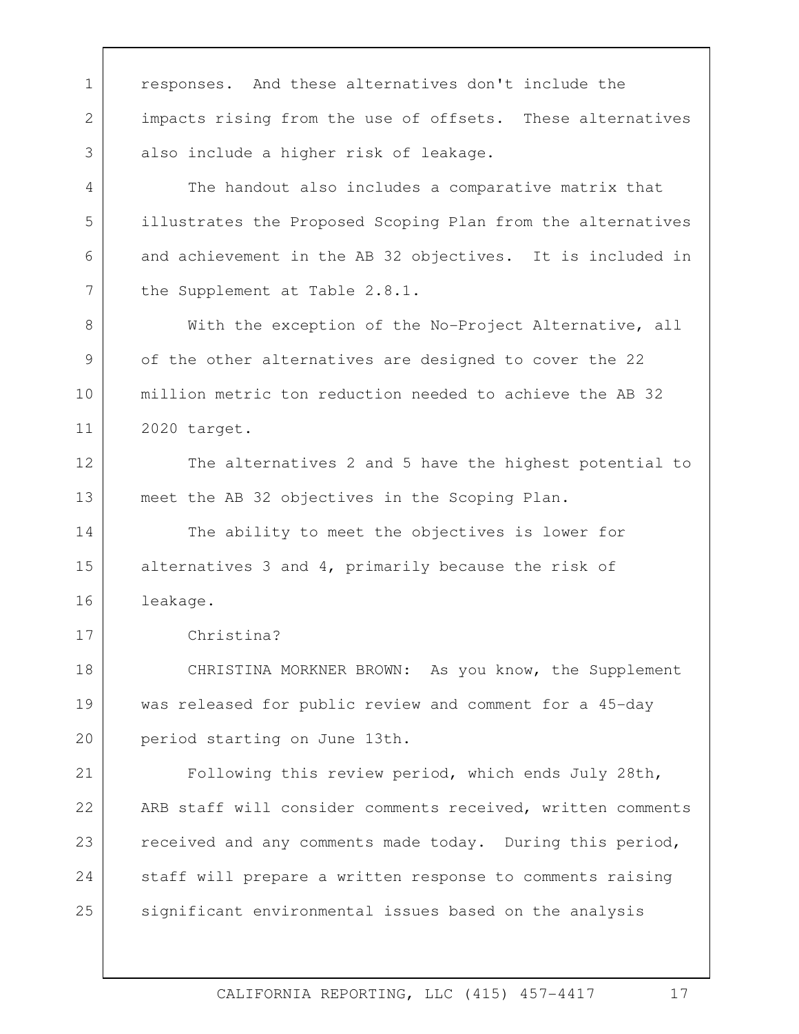responses. And these alternatives don't include the impacts rising from the use of offsets. These alternatives also include a higher risk of leakage.

The handout also includes a comparative matrix that illustrates the Proposed Scoping Plan from the alternatives and achievement in the AB 32 objectives. It is included in the Supplement at Table 2.8.1.

With the exception of the No-Project Alternative, all of the other alternatives are designed to cover the 22 million metric ton reduction needed to achieve the AB 32 2020 target.

The alternatives 2 and 5 have the highest potential to meet the AB 32 objectives in the Scoping Plan.

The ability to meet the objectives is lower for alternatives 3 and 4, primarily because the risk of leakage.

Christina?

CHRISTINA MORKNER BROWN: As you know, the Supplement was released for public review and comment for a 45-day period starting on June 13th.

Following this review period, which ends July 28th, ARB staff will consider comments received, written comments received and any comments made today. During this period, staff will prepare a written response to comments raising significant environmental issues based on the analysis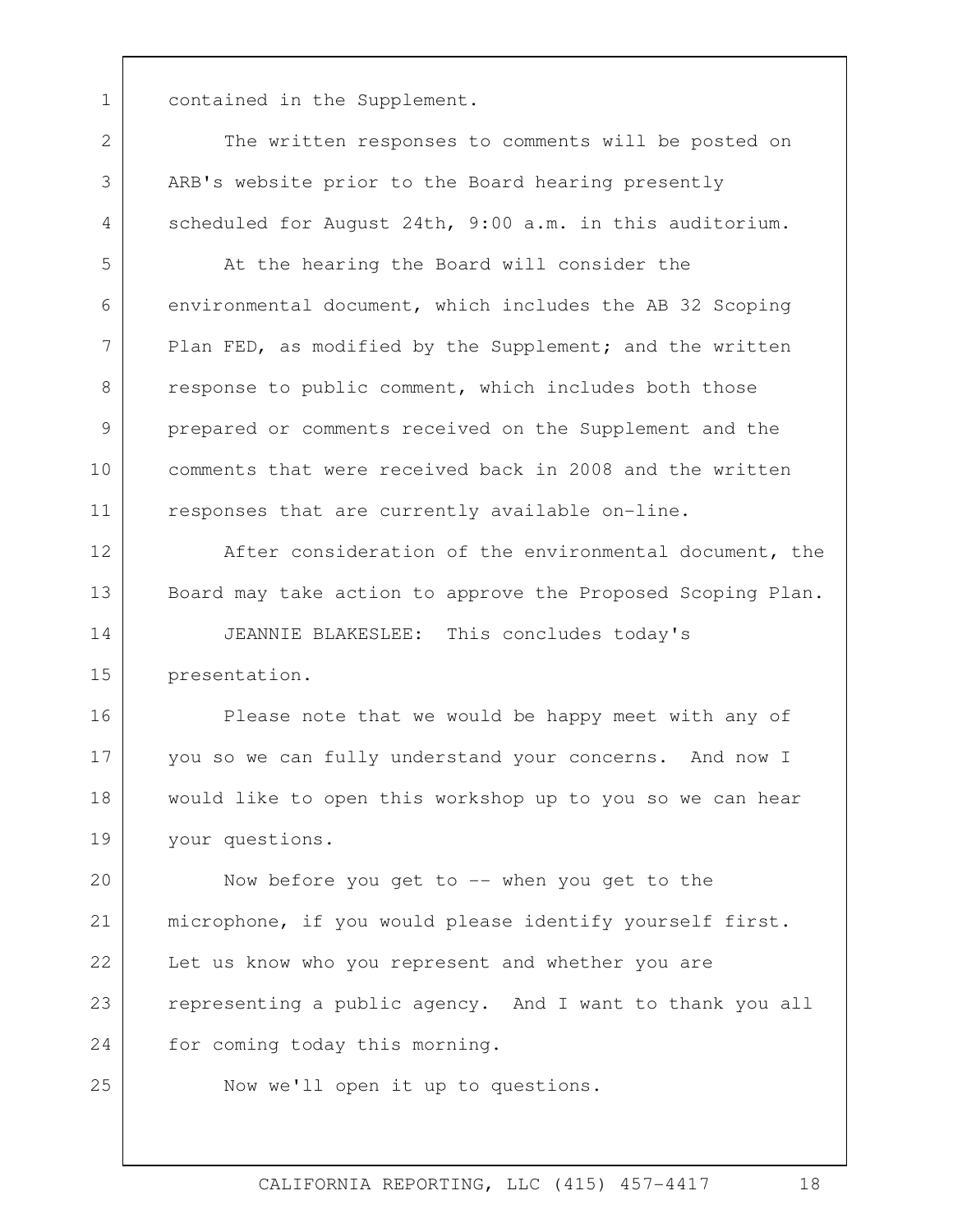contained in the Supplement.

The written responses to comments will be posted on ARB's website prior to the Board hearing presently scheduled for August 24th, 9:00 a.m. in this auditorium.

At the hearing the Board will consider the environmental document, which includes the AB 32 Scoping Plan FED, as modified by the Supplement; and the written response to public comment, which includes both those prepared or comments received on the Supplement and the comments that were received back in 2008 and the written responses that are currently available on-line.

After consideration of the environmental document, the Board may take action to approve the Proposed Scoping Plan.

JEANNIE BLAKESLEE: This concludes today's presentation.

Please note that we would be happy meet with any of you so we can fully understand your concerns. And now I would like to open this workshop up to you so we can hear your questions.

Now before you get to -- when you get to the microphone, if you would please identify yourself first. Let us know who you represent and whether you are representing a public agency. And I want to thank you all for coming today this morning.

Now we'll open it up to questions.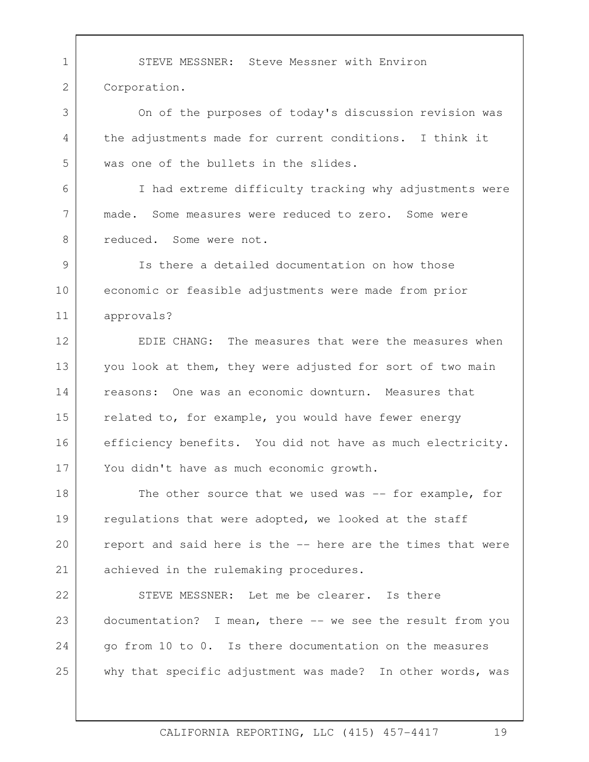STEVE MESSNER: Steve Messner with Environ Corporation.

On of the purposes of today's discussion revision was the adjustments made for current conditions. I think it was one of the bullets in the slides.

I had extreme difficulty tracking why adjustments were made. Some measures were reduced to zero. Some were reduced. Some were not.

Is there a detailed documentation on how those economic or feasible adjustments were made from prior approvals?

EDIE CHANG: The measures that were the measures when you look at them, they were adjusted for sort of two main reasons: One was an economic downturn. Measures that related to, for example, you would have fewer energy efficiency benefits. You did not have as much electricity. You didn't have as much economic growth.

The other source that we used was -- for example, for regulations that were adopted, we looked at the staff report and said here is the -- here are the times that were achieved in the rulemaking procedures.

STEVE MESSNER: Let me be clearer. Is there documentation? I mean, there -- we see the result from you go from 10 to 0. Is there documentation on the measures why that specific adjustment was made? In other words, was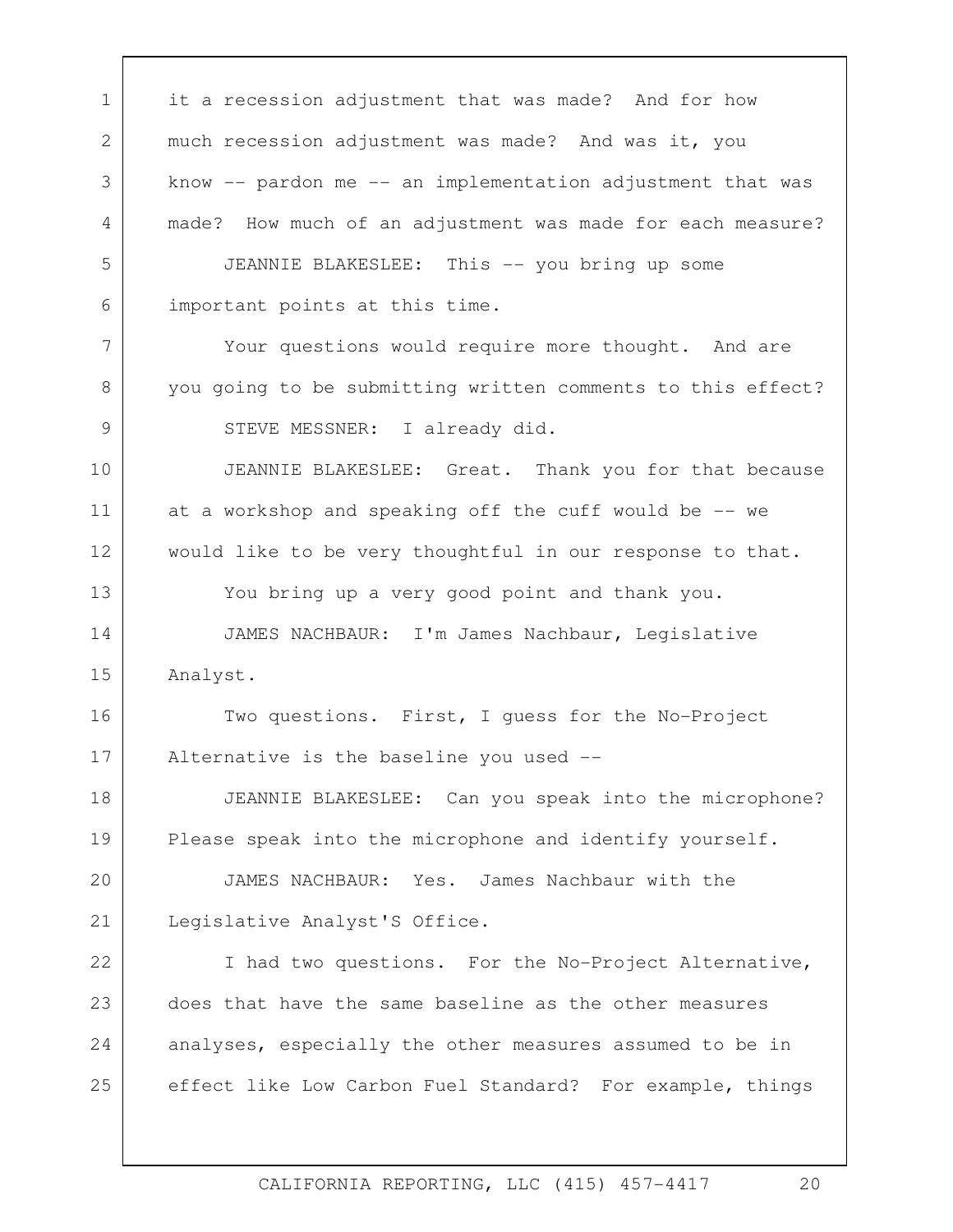it a recession adjustment that was made? And for how much recession adjustment was made? And was it, you know -- pardon me -- an implementation adjustment that was made? How much of an adjustment was made for each measure?

JEANNIE BLAKESLEE: This -- you bring up some important points at this time.

Your questions would require more thought. And are you going to be submitting written comments to this effect?

STEVE MESSNER: I already did.

JEANNIE BLAKESLEE: Great. Thank you for that because at a workshop and speaking off the cuff would be -- we would like to be very thoughtful in our response to that.

You bring up a very good point and thank you.

JAMES NACHBAUR: I'm James Nachbaur, Legislative Analyst.

Two questions. First, I guess for the No-Project Alternative is the baseline you used --

JEANNIE BLAKESLEE: Can you speak into the microphone? Please speak into the microphone and identify yourself.

JAMES NACHBAUR: Yes. James Nachbaur with the Legislative Analyst'S Office.

I had two questions. For the No-Project Alternative, does that have the same baseline as the other measures analyses, especially the other measures assumed to be in effect like Low Carbon Fuel Standard? For example, things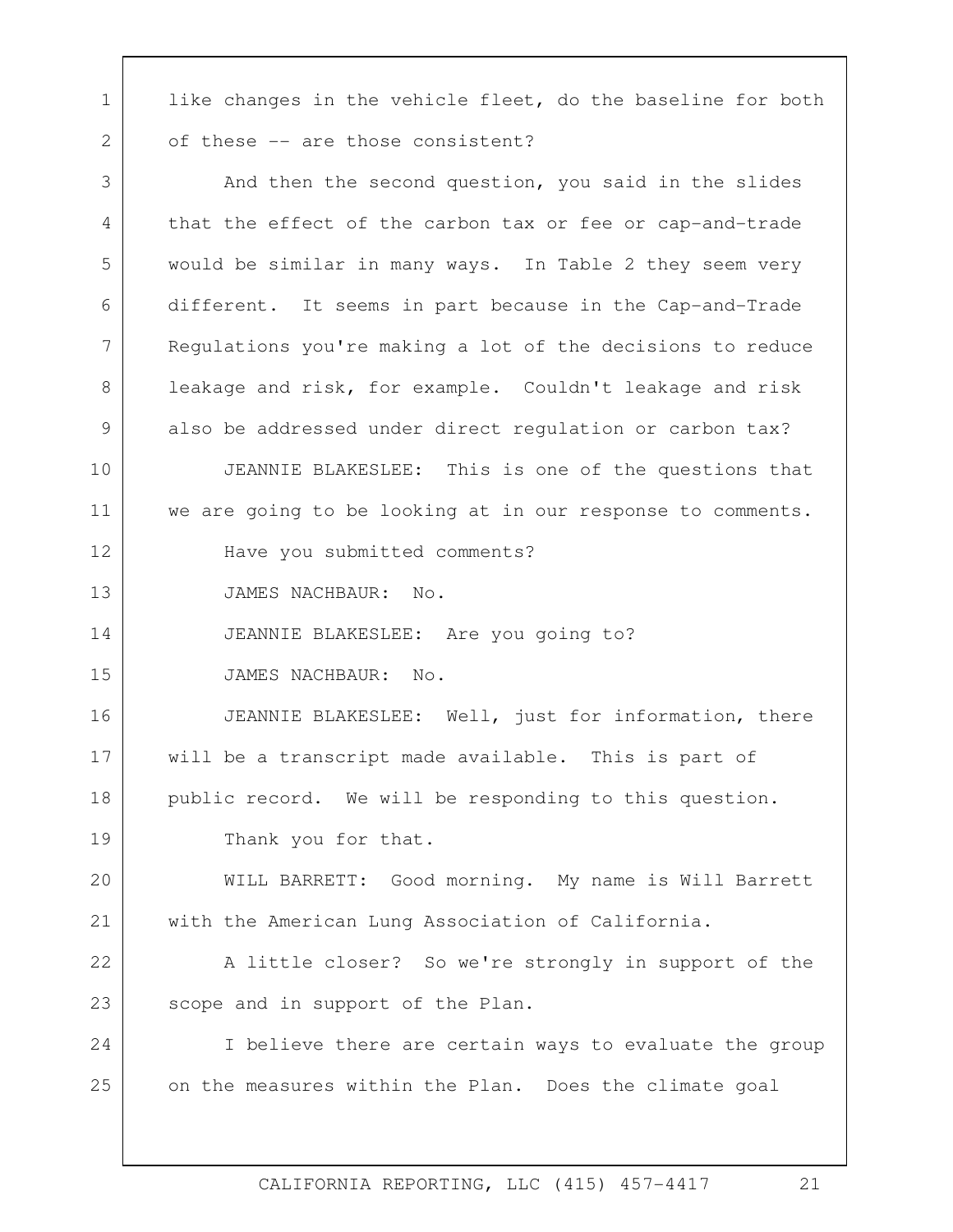like changes in the vehicle fleet, do the baseline for both of these -- are those consistent?

And then the second question, you said in the slides that the effect of the carbon tax or fee or cap-and-trade would be similar in many ways. In Table 2 they seem very different. It seems in part because in the Cap-and-Trade Regulations you're making a lot of the decisions to reduce leakage and risk, for example. Couldn't leakage and risk also be addressed under direct regulation or carbon tax?

JEANNIE BLAKESLEE: This is one of the questions that we are going to be looking at in our response to comments.

Have you submitted comments?

JAMES NACHBAUR: No.

JEANNIE BLAKESLEE: Are you going to?

JAMES NACHBAUR: No.

JEANNIE BLAKESLEE: Well, just for information, there will be a transcript made available. This is part of public record. We will be responding to this question.

Thank you for that.

WILL BARRETT: Good morning. My name is Will Barrett with the American Lung Association of California.

A little closer? So we're strongly in support of the scope and in support of the Plan.

I believe there are certain ways to evaluate the group on the measures within the Plan. Does the climate goal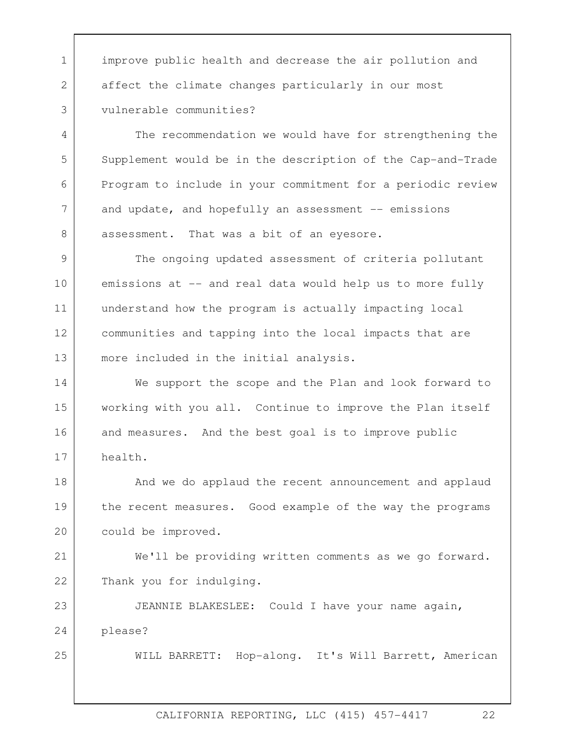improve public health and decrease the air pollution and affect the climate changes particularly in our most vulnerable communities?

The recommendation we would have for strengthening the Supplement would be in the description of the Cap-and-Trade Program to include in your commitment for a periodic review and update, and hopefully an assessment -- emissions assessment. That was a bit of an eyesore.

The ongoing updated assessment of criteria pollutant emissions at -- and real data would help us to more fully understand how the program is actually impacting local communities and tapping into the local impacts that are more included in the initial analysis.

We support the scope and the Plan and look forward to working with you all. Continue to improve the Plan itself and measures. And the best goal is to improve public health.

And we do applaud the recent announcement and applaud the recent measures. Good example of the way the programs could be improved.

We'll be providing written comments as we go forward. Thank you for indulging.

JEANNIE BLAKESLEE: Could I have your name again, please?

WILL BARRETT: Hop-along. It's Will Barrett, American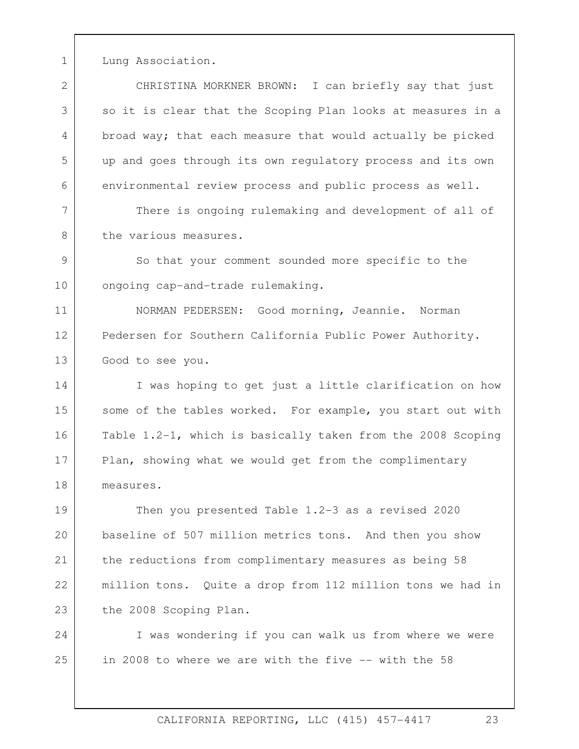Lung Association.

CHRISTINA MORKNER BROWN: I can briefly say that just so it is clear that the Scoping Plan looks at measures in a broad way; that each measure that would actually be picked up and goes through its own regulatory process and its own environmental review process and public process as well.

There is ongoing rulemaking and development of all of the various measures.

So that your comment sounded more specific to the ongoing cap-and-trade rulemaking.

NORMAN PEDERSEN: Good morning, Jeannie. Norman Pedersen for Southern California Public Power Authority. Good to see you.

I was hoping to get just a little clarification on how some of the tables worked. For example, you start out with Table 1.2-1, which is basically taken from the 2008 Scoping Plan, showing what we would get from the complimentary measures.

Then you presented Table 1.2-3 as a revised 2020 baseline of 507 million metrics tons. And then you show the reductions from complimentary measures as being 58 million tons. Quite a drop from 112 million tons we had in the 2008 Scoping Plan.

I was wondering if you can walk us from where we were in 2008 to where we are with the five -- with the 58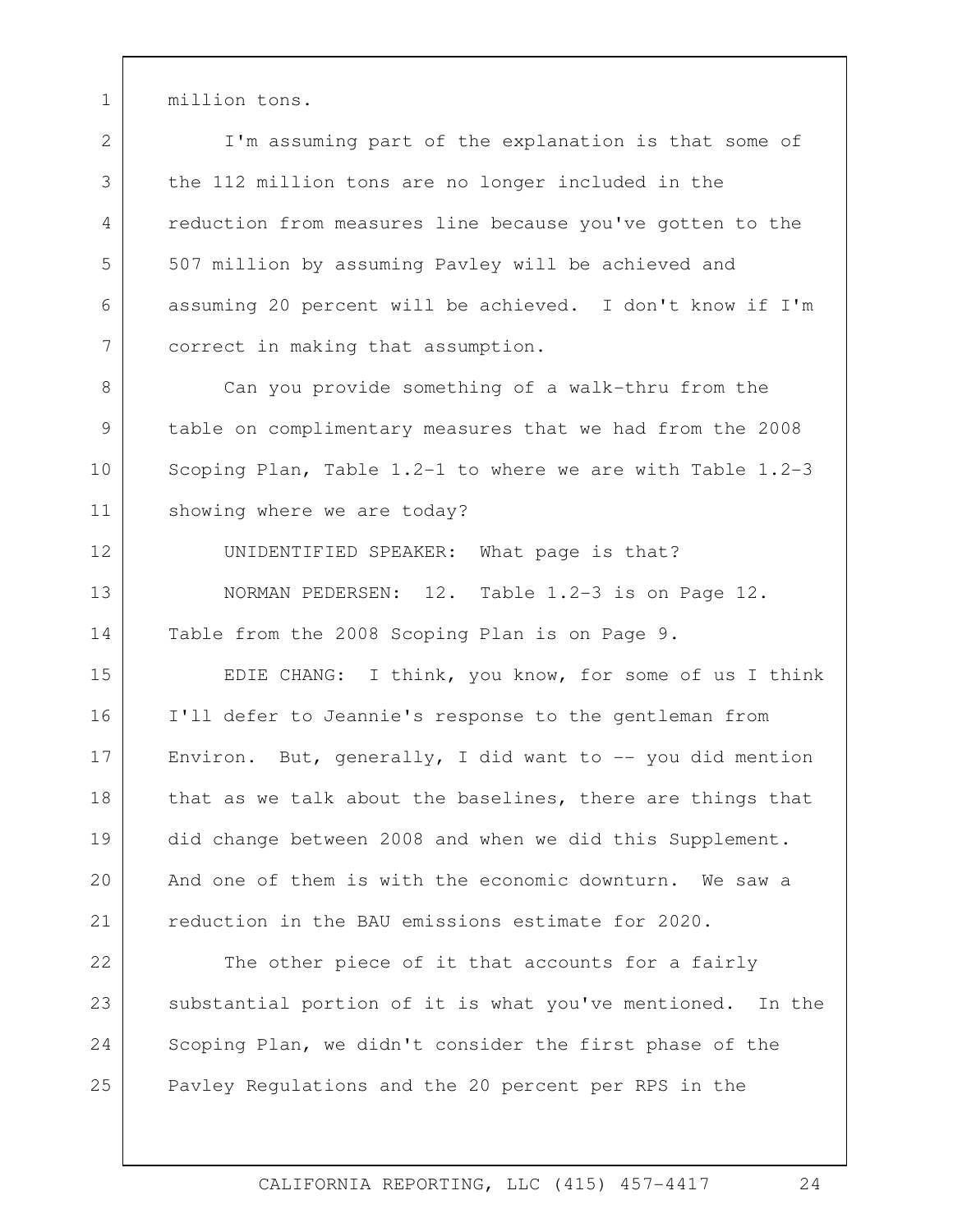million tons.

I'm assuming part of the explanation is that some of the 112 million tons are no longer included in the reduction from measures line because you've gotten to the 507 million by assuming Pavley will be achieved and assuming 20 percent will be achieved. I don't know if I'm correct in making that assumption.

Can you provide something of a walk-thru from the table on complimentary measures that we had from the 2008 Scoping Plan, Table 1.2-1 to where we are with Table 1.2-3 showing where we are today?

UNIDENTIFIED SPEAKER: What page is that?

NORMAN PEDERSEN: 12. Table 1.2-3 is on Page 12. Table from the 2008 Scoping Plan is on Page 9.

EDIE CHANG: I think, you know, for some of us I think I'll defer to Jeannie's response to the gentleman from Environ. But, generally, I did want to -- you did mention that as we talk about the baselines, there are things that did change between 2008 and when we did this Supplement. And one of them is with the economic downturn. We saw a reduction in the BAU emissions estimate for 2020.

The other piece of it that accounts for a fairly substantial portion of it is what you've mentioned. In the Scoping Plan, we didn't consider the first phase of the Pavley Regulations and the 20 percent per RPS in the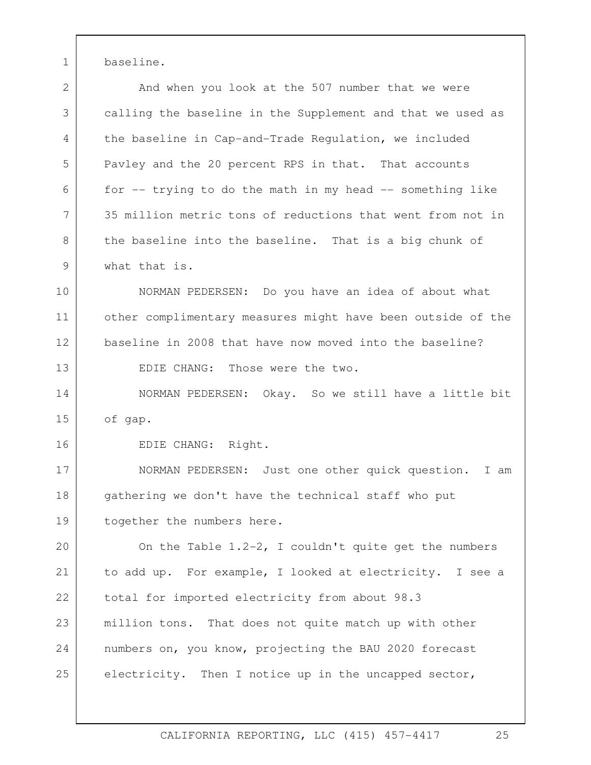baseline.

And when you look at the 507 number that we were calling the baseline in the Supplement and that we used as the baseline in Cap-and-Trade Regulation, we included Pavley and the 20 percent RPS in that. That accounts for -- trying to do the math in my head -- something like 35 million metric tons of reductions that went from not in the baseline into the baseline. That is a big chunk of what that is.

NORMAN PEDERSEN: Do you have an idea of about what other complimentary measures might have been outside of the baseline in 2008 that have now moved into the baseline?

EDIE CHANG: Those were the two.

NORMAN PEDERSEN: Okay. So we still have a little bit of gap.

EDIE CHANG: Right.

NORMAN PEDERSEN: Just one other quick question. I am gathering we don't have the technical staff who put together the numbers here.

On the Table 1.2-2, I couldn't quite get the numbers to add up. For example, I looked at electricity. I see a total for imported electricity from about 98.3 million tons. That does not quite match up with other numbers on, you know, projecting the BAU 2020 forecast electricity. Then I notice up in the uncapped sector,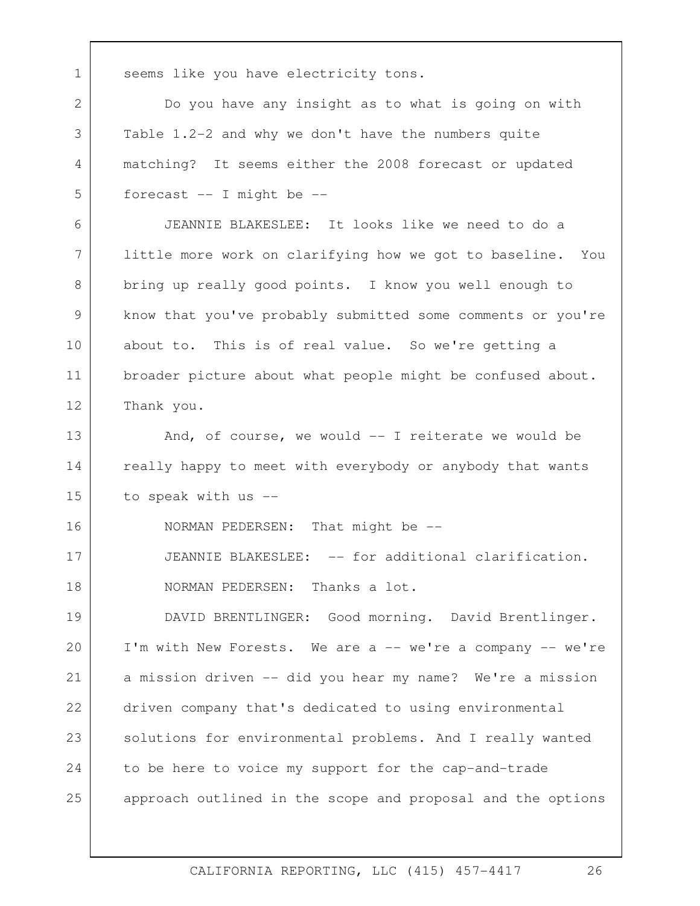seems like you have electricity tons.

Do you have any insight as to what is going on with Table 1.2-2 and why we don't have the numbers quite matching? It seems either the 2008 forecast or updated forecast -- I might be --

JEANNIE BLAKESLEE: It looks like we need to do a little more work on clarifying how we got to baseline. You bring up really good points. I know you well enough to know that you've probably submitted some comments or you're about to. This is of real value. So we're getting a broader picture about what people might be confused about. Thank you.

And, of course, we would -- I reiterate we would be really happy to meet with everybody or anybody that wants to speak with us --

NORMAN PEDERSEN: That might be --

JEANNIE BLAKESLEE: -- for additional clarification.

NORMAN PEDERSEN: Thanks a lot.

DAVID BRENTLINGER: Good morning. David Brentlinger. I'm with New Forests. We are a -- we're a company -- we're a mission driven -- did you hear my name? We're a mission driven company that's dedicated to using environmental solutions for environmental problems. And I really wanted to be here to voice my support for the cap-and-trade approach outlined in the scope and proposal and the options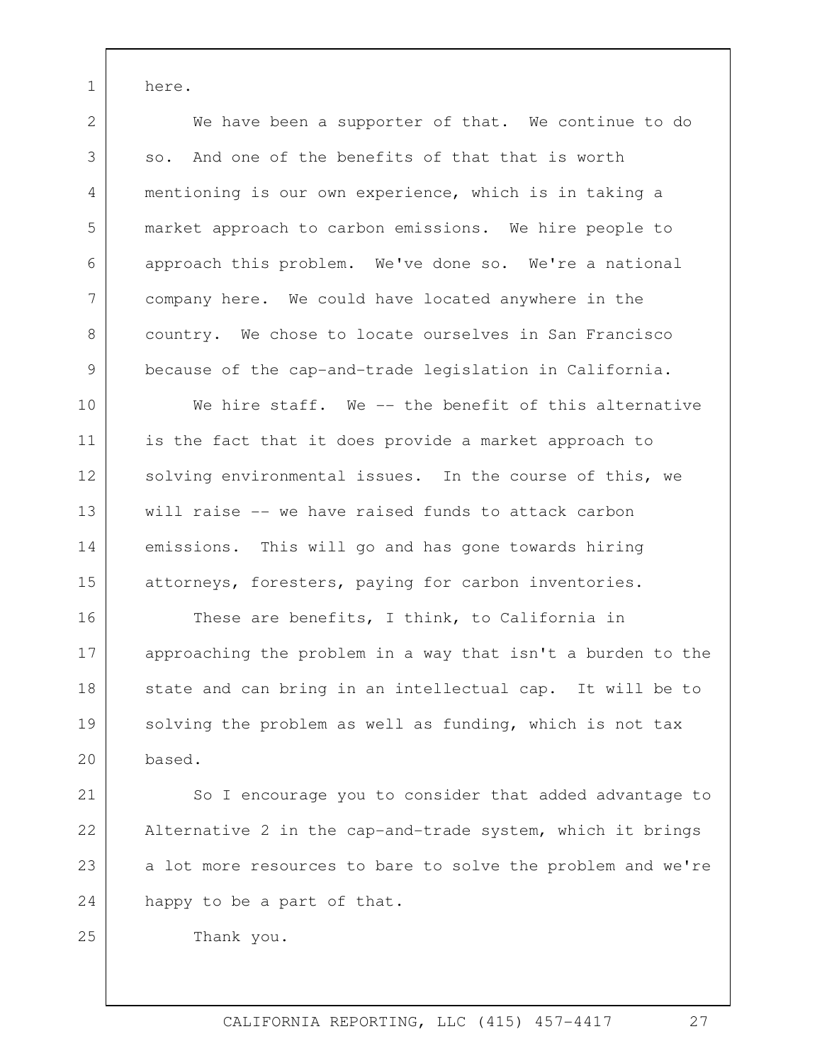here.

We have been a supporter of that. We continue to do so. And one of the benefits of that that is worth mentioning is our own experience, which is in taking a market approach to carbon emissions. We hire people to approach this problem. We've done so. We're a national company here. We could have located anywhere in the country. We chose to locate ourselves in San Francisco because of the cap-and-trade legislation in California.

We hire staff. We -- the benefit of this alternative is the fact that it does provide a market approach to solving environmental issues. In the course of this, we will raise -- we have raised funds to attack carbon emissions. This will go and has gone towards hiring attorneys, foresters, paying for carbon inventories.

These are benefits, I think, to California in approaching the problem in a way that isn't a burden to the state and can bring in an intellectual cap. It will be to solving the problem as well as funding, which is not tax based.

So I encourage you to consider that added advantage to Alternative 2 in the cap-and-trade system, which it brings a lot more resources to bare to solve the problem and we're happy to be a part of that.

Thank you.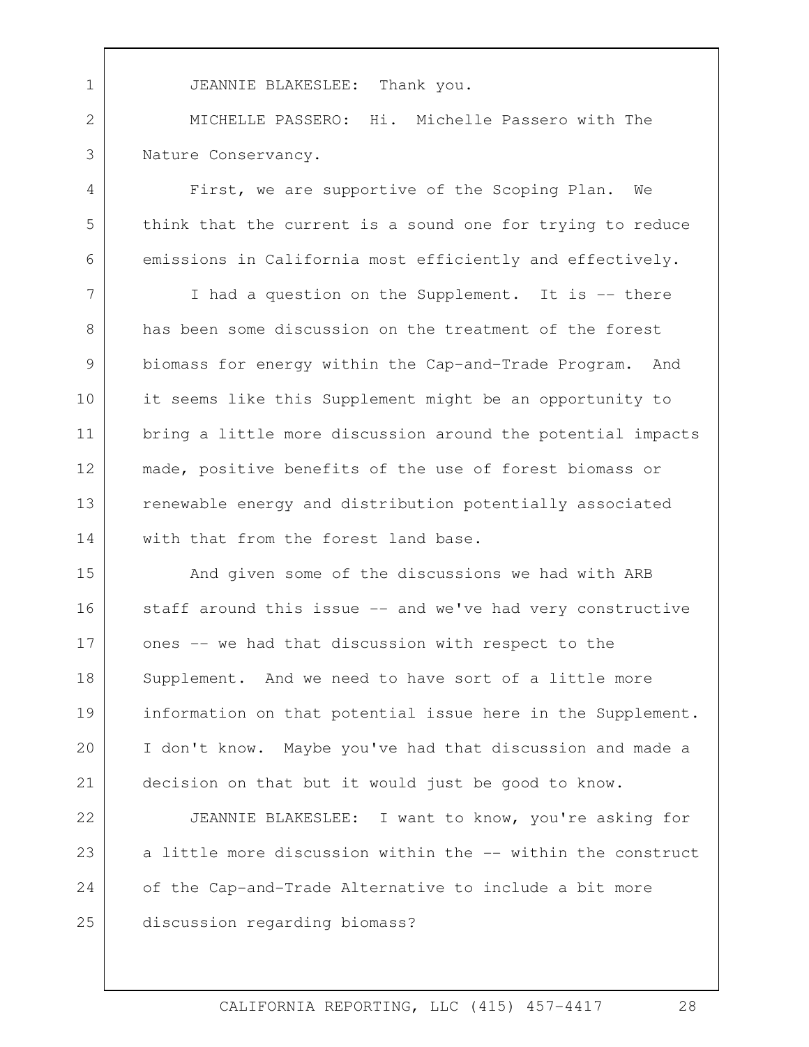JEANNIE BLAKESLEE: Thank you.

MICHELLE PASSERO: Hi. Michelle Passero with The Nature Conservancy.

First, we are supportive of the Scoping Plan. We think that the current is a sound one for trying to reduce emissions in California most efficiently and effectively.

I had a question on the Supplement. It is -- there has been some discussion on the treatment of the forest biomass for energy within the Cap-and-Trade Program. And it seems like this Supplement might be an opportunity to bring a little more discussion around the potential impacts made, positive benefits of the use of forest biomass or renewable energy and distribution potentially associated with that from the forest land base.

And given some of the discussions we had with ARB staff around this issue -- and we've had very constructive ones -- we had that discussion with respect to the Supplement. And we need to have sort of a little more information on that potential issue here in the Supplement. I don't know. Maybe you've had that discussion and made a decision on that but it would just be good to know.

JEANNIE BLAKESLEE: I want to know, you're asking for a little more discussion within the -- within the construct of the Cap-and-Trade Alternative to include a bit more discussion regarding biomass?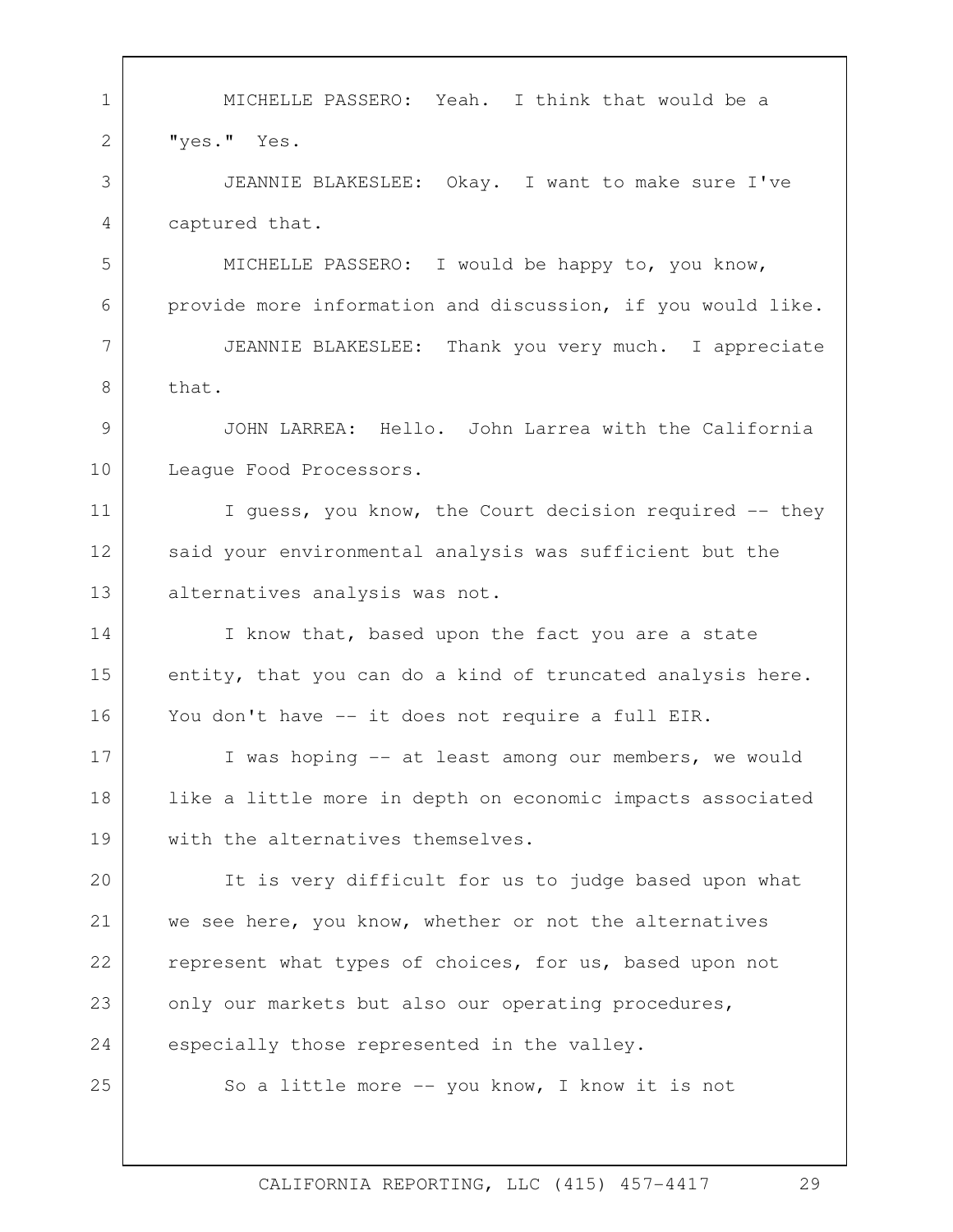MICHELLE PASSERO: Yeah. I think that would be a "yes." Yes.

JEANNIE BLAKESLEE: Okay. I want to make sure I've captured that.

MICHELLE PASSERO: I would be happy to, you know, provide more information and discussion, if you would like.

JEANNIE BLAKESLEE: Thank you very much. I appreciate that.

JOHN LARREA: Hello. John Larrea with the California League Food Processors.

I guess, you know, the Court decision required -- they said your environmental analysis was sufficient but the alternatives analysis was not.

I know that, based upon the fact you are a state entity, that you can do a kind of truncated analysis here. You don't have -- it does not require a full EIR.

I was hoping -- at least among our members, we would like a little more in depth on economic impacts associated with the alternatives themselves.

It is very difficult for us to judge based upon what we see here, you know, whether or not the alternatives represent what types of choices, for us, based upon not only our markets but also our operating procedures, especially those represented in the valley.

So a little more -- you know, I know it is not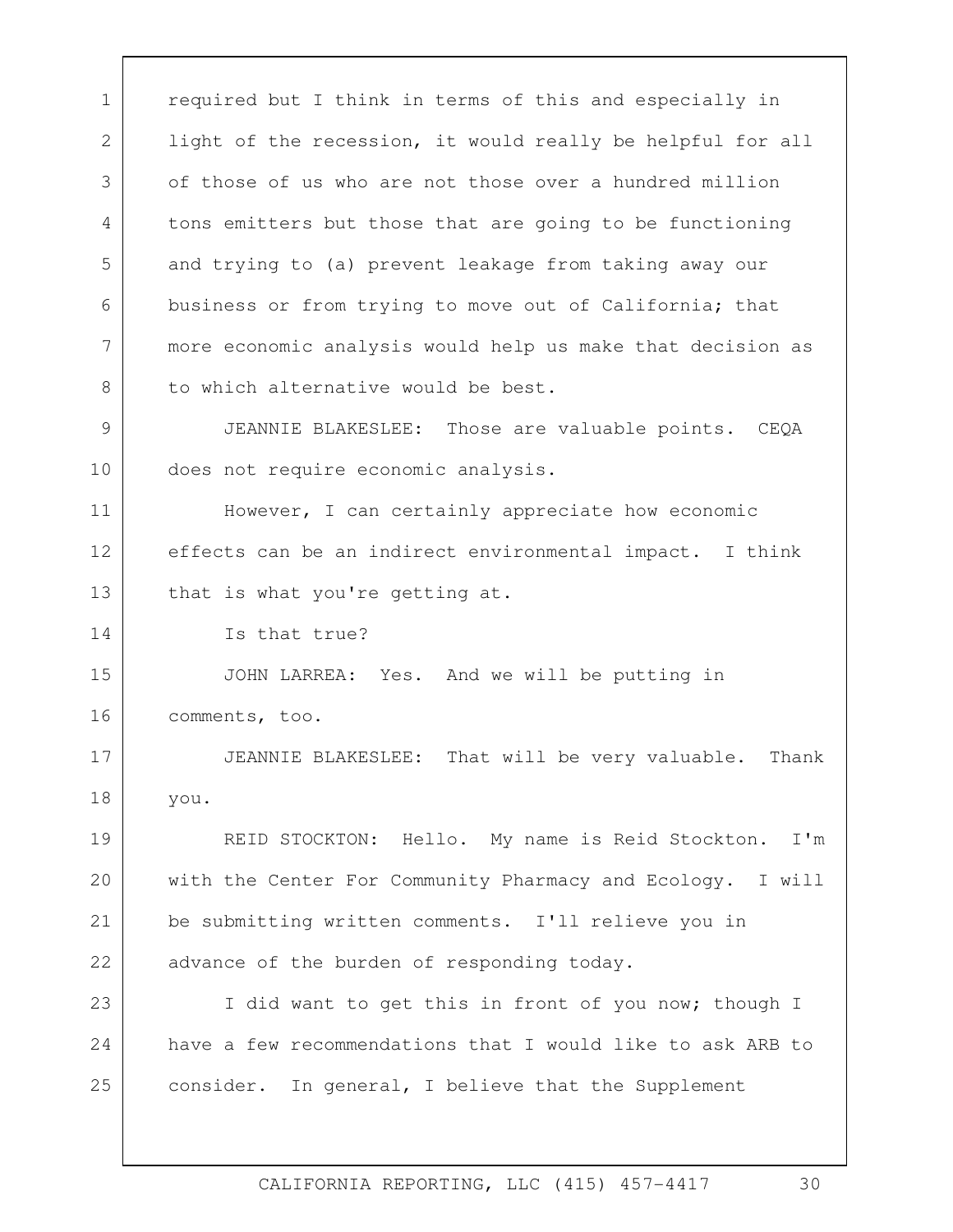required but I think in terms of this and especially in light of the recession, it would really be helpful for all of those of us who are not those over a hundred million tons emitters but those that are going to be functioning and trying to (a) prevent leakage from taking away our business or from trying to move out of California; that more economic analysis would help us make that decision as to which alternative would be best.

JEANNIE BLAKESLEE: Those are valuable points. CEQA does not require economic analysis.

However, I can certainly appreciate how economic effects can be an indirect environmental impact. I think that is what you're getting at.

Is that true?

JOHN LARREA: Yes. And we will be putting in comments, too.

JEANNIE BLAKESLEE: That will be very valuable. Thank you.

REID STOCKTON: Hello. My name is Reid Stockton. I'm with the Center For Community Pharmacy and Ecology. I will be submitting written comments. I'll relieve you in advance of the burden of responding today.

I did want to get this in front of you now; though I have a few recommendations that I would like to ask ARB to consider. In general, I believe that the Supplement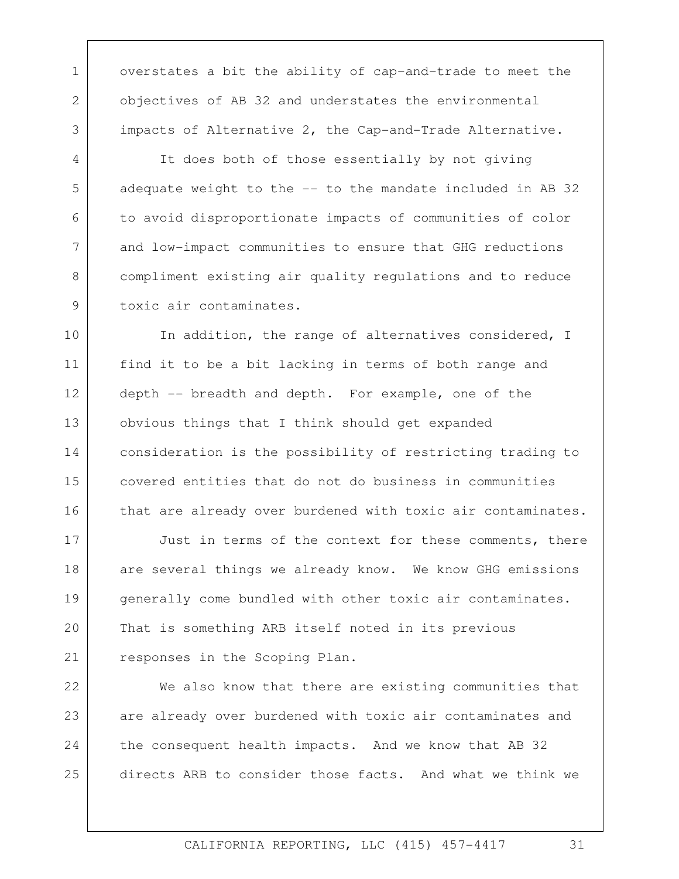overstates a bit the ability of cap-and-trade to meet the objectives of AB 32 and understates the environmental impacts of Alternative 2, the Cap-and-Trade Alternative.

It does both of those essentially by not giving adequate weight to the -- to the mandate included in AB 32 to avoid disproportionate impacts of communities of color and low-impact communities to ensure that GHG reductions compliment existing air quality regulations and to reduce toxic air contaminates.

In addition, the range of alternatives considered, I find it to be a bit lacking in terms of both range and depth -- breadth and depth. For example, one of the obvious things that I think should get expanded consideration is the possibility of restricting trading to covered entities that do not do business in communities that are already over burdened with toxic air contaminates.

Just in terms of the context for these comments, there are several things we already know. We know GHG emissions generally come bundled with other toxic air contaminates. That is something ARB itself noted in its previous responses in the Scoping Plan.

We also know that there are existing communities that are already over burdened with toxic air contaminates and the consequent health impacts. And we know that AB 32 directs ARB to consider those facts. And what we think we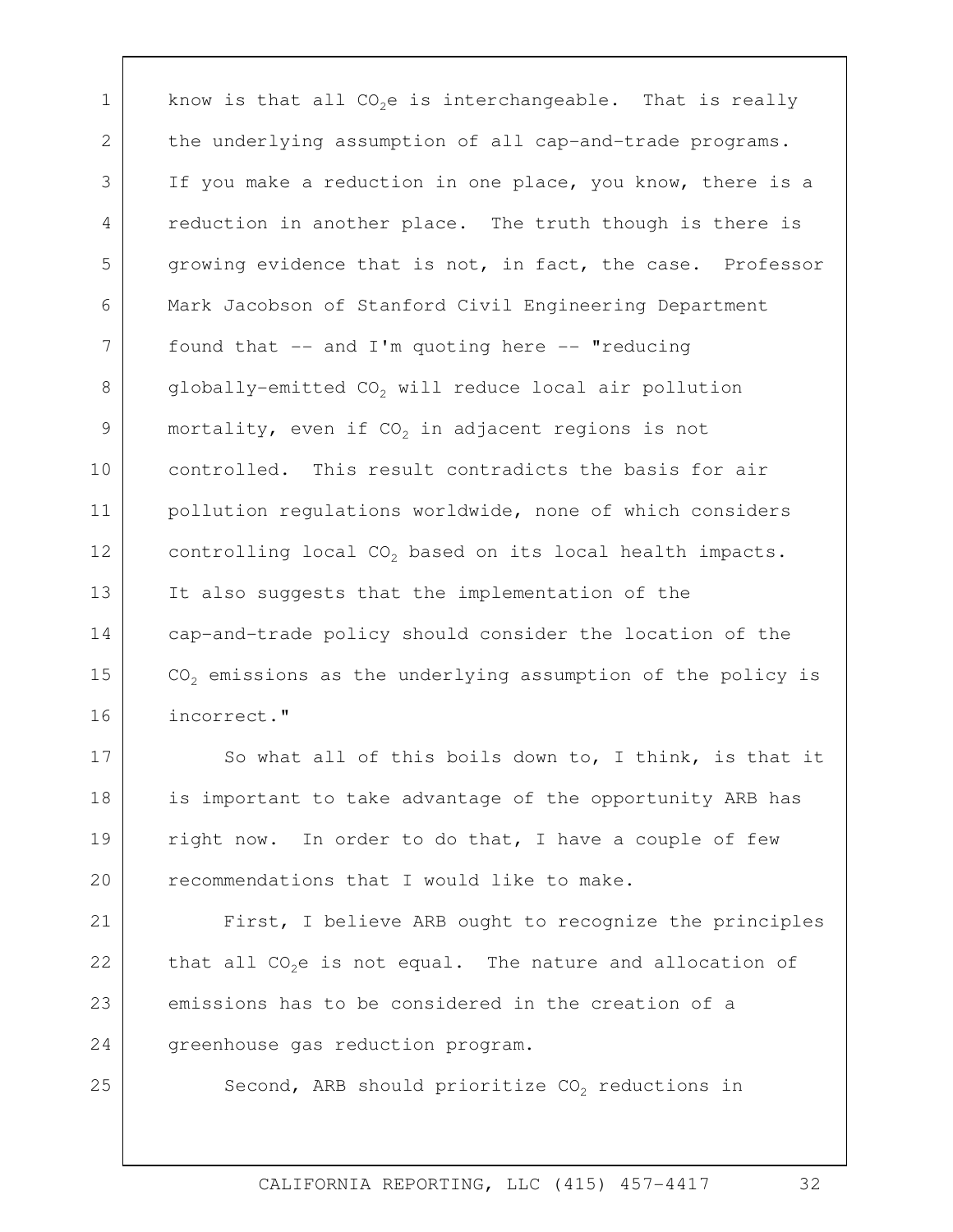know is that all $CO_2e$ is interchangeable. That is really the underlying assumption of all cap-and-trade programs. If you make a reduction in one place, you know, there is a reduction in another place. The truth though is there is growing evidence that is not, in fact, the case. Professor Mark Jacobson of Stanford Civil Engineering Department found that -- and I'm quoting here -- "reducing globally-emitted $CO_2$ will reduce local air pollution mortality, even if $CO_2$ in adjacent regions is not controlled. This result contradicts the basis for air pollution regulations worldwide, none of which considers controlling local $CO_2$ based on its local health impacts. It also suggests that the implementation of the cap-and-trade policy should consider the location of the $CO_2$ emissions as the underlying assumption of the policy is incorrect."

So what all of this boils down to, I think, is that it is important to take advantage of the opportunity ARB has right now. In order to do that, I have a couple of few recommendations that I would like to make.

First, I believe ARB ought to recognize the principles that all $CO_2e$ is not equal. The nature and allocation of emissions has to be considered in the creation of a greenhouse gas reduction program.

Second, ARB should prioritize $CO_2$ reductions in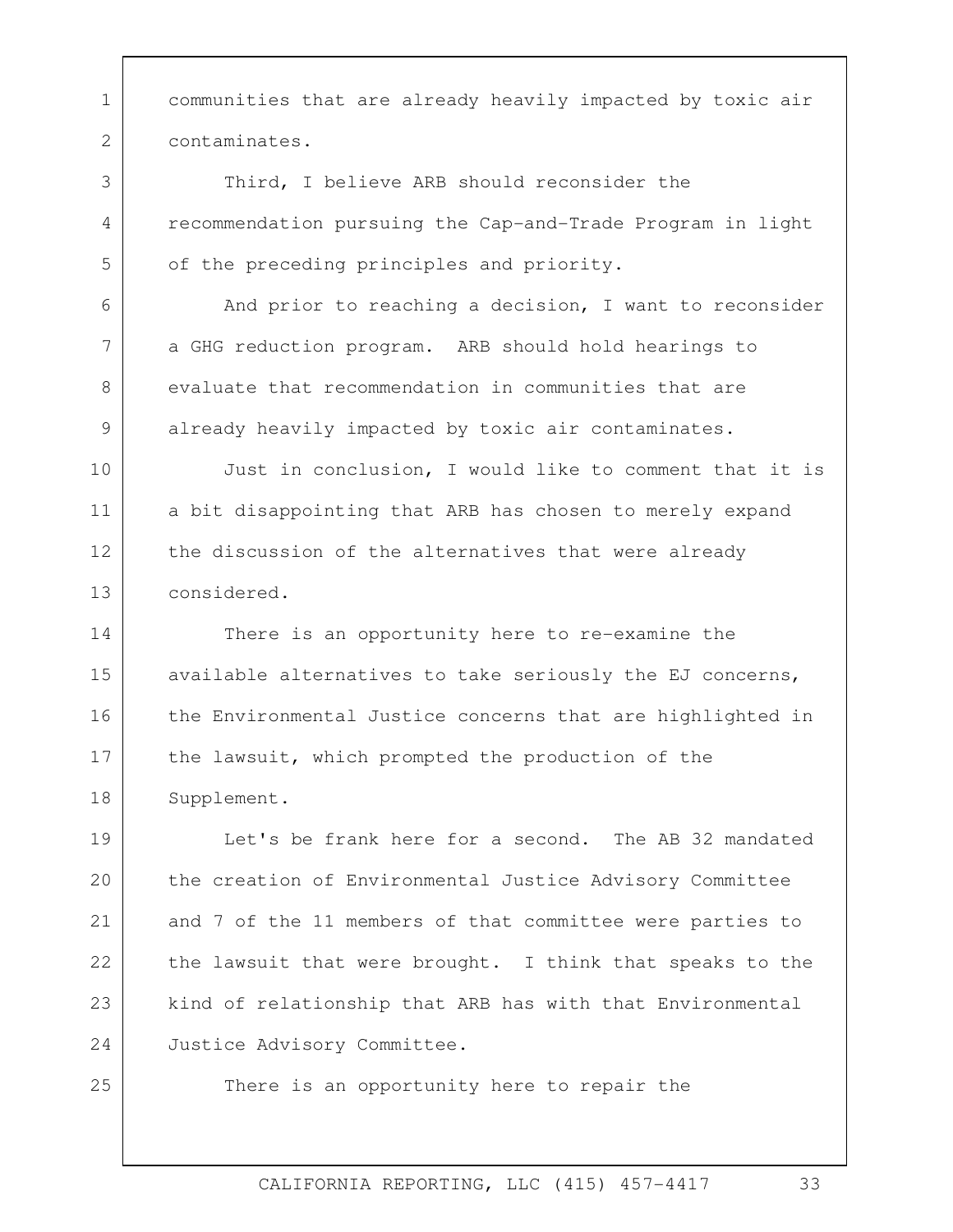communities that are already heavily impacted by toxic air contaminates.

Third, I believe ARB should reconsider the recommendation pursuing the Cap-and-Trade Program in light of the preceding principles and priority.

And prior to reaching a decision, I want to reconsider a GHG reduction program. ARB should hold hearings to evaluate that recommendation in communities that are already heavily impacted by toxic air contaminates.

Just in conclusion, I would like to comment that it is a bit disappointing that ARB has chosen to merely expand the discussion of the alternatives that were already considered.

There is an opportunity here to re-examine the available alternatives to take seriously the EJ concerns, the Environmental Justice concerns that are highlighted in the lawsuit, which prompted the production of the Supplement.

Let's be frank here for a second. The AB 32 mandated the creation of Environmental Justice Advisory Committee and 7 of the 11 members of that committee were parties to the lawsuit that were brought. I think that speaks to the kind of relationship that ARB has with that Environmental Justice Advisory Committee.

There is an opportunity here to repair the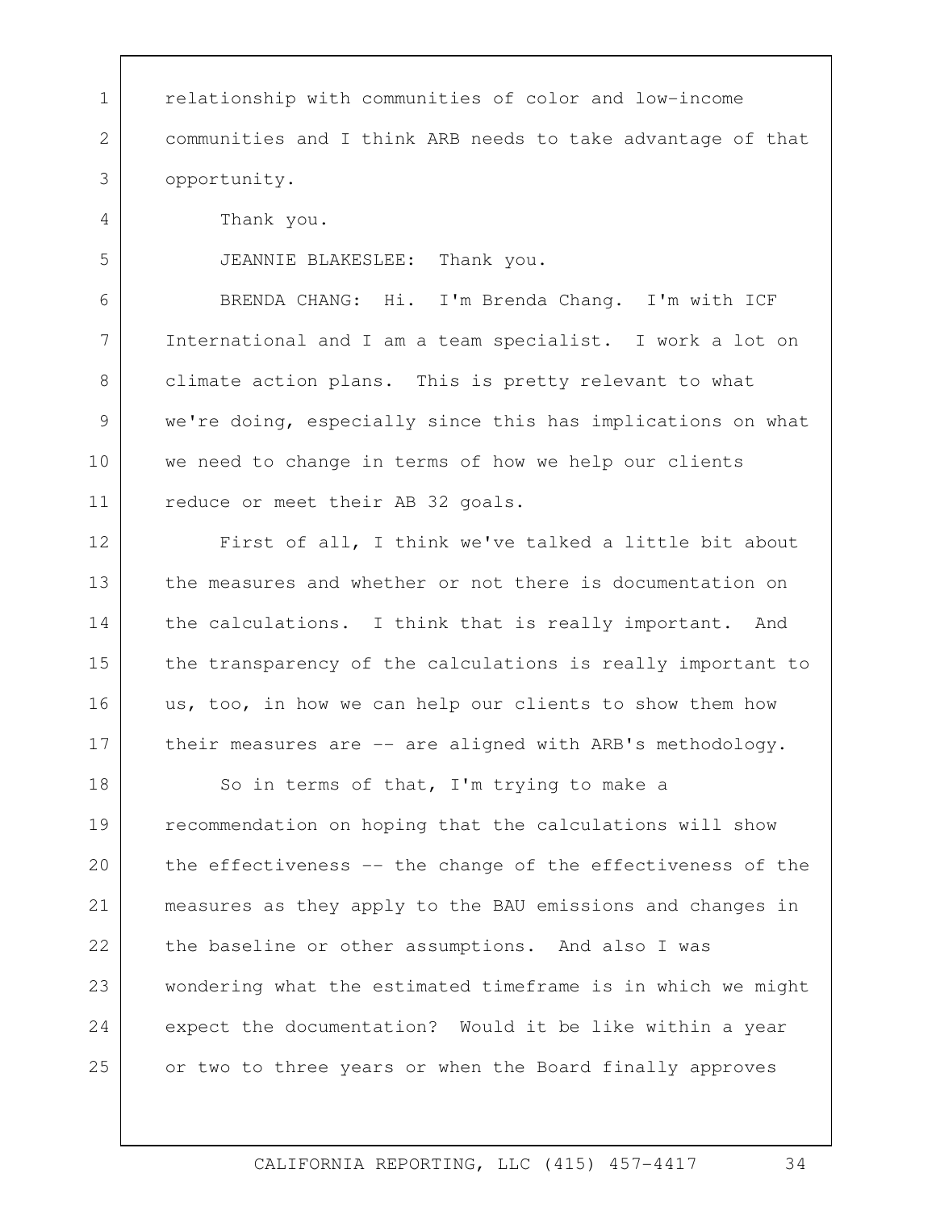relationship with communities of color and low-income communities and I think ARB needs to take advantage of that opportunity.

Thank you.

JEANNIE BLAKESLEE: Thank you.

BRENDA CHANG: Hi. I'm Brenda Chang. I'm with ICF International and I am a team specialist. I work a lot on climate action plans. This is pretty relevant to what we're doing, especially since this has implications on what we need to change in terms of how we help our clients reduce or meet their AB 32 goals.

First of all, I think we've talked a little bit about the measures and whether or not there is documentation on the calculations. I think that is really important. And the transparency of the calculations is really important to us, too, in how we can help our clients to show them how their measures are -- are aligned with ARB's methodology.

So in terms of that, I'm trying to make a recommendation on hoping that the calculations will show the effectiveness -- the change of the effectiveness of the measures as they apply to the BAU emissions and changes in the baseline or other assumptions. And also I was wondering what the estimated timeframe is in which we might expect the documentation? Would it be like within a year or two to three years or when the Board finally approves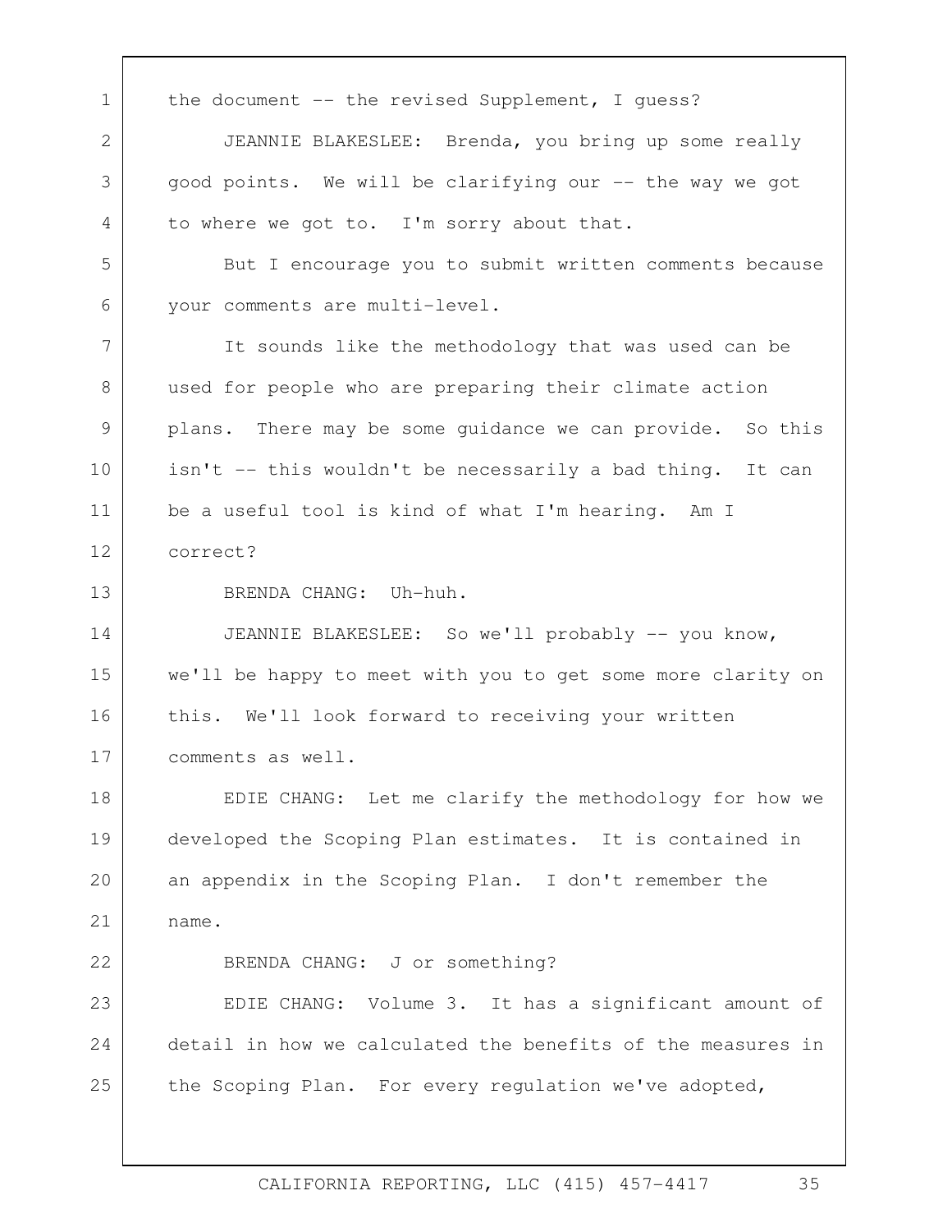the document -- the revised Supplement, I guess?

JEANNIE BLAKESLEE: Brenda, you bring up some really good points. We will be clarifying our -- the way we got to where we got to. I'm sorry about that.

But I encourage you to submit written comments because your comments are multi-level.

It sounds like the methodology that was used can be used for people who are preparing their climate action plans. There may be some guidance we can provide. So this isn't -- this wouldn't be necessarily a bad thing. It can be a useful tool is kind of what I'm hearing. Am I correct?

BRENDA CHANG: Uh-huh.

JEANNIE BLAKESLEE: So we'll probably -- you know, we'll be happy to meet with you to get some more clarity on this. We'll look forward to receiving your written comments as well.

EDIE CHANG: Let me clarify the methodology for how we developed the Scoping Plan estimates. It is contained in an appendix in the Scoping Plan. I don't remember the name.

BRENDA CHANG: J or something?

EDIE CHANG: Volume 3. It has a significant amount of detail in how we calculated the benefits of the measures in the Scoping Plan. For every regulation we've adopted,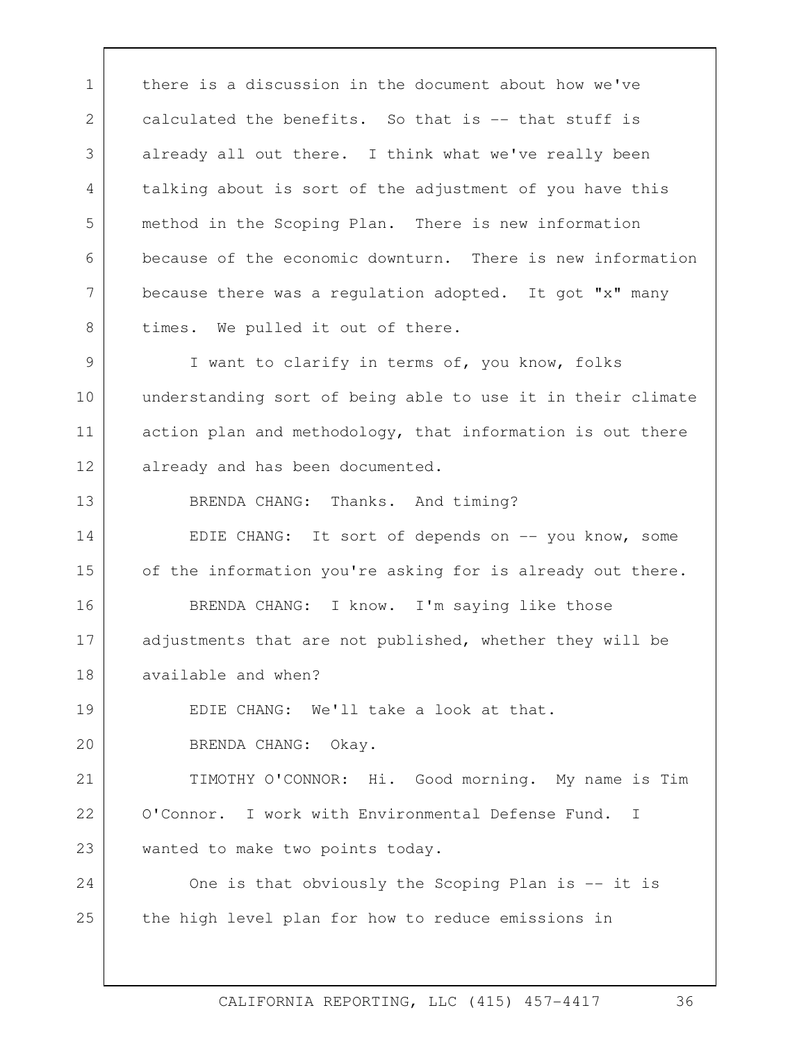there is a discussion in the document about how we've calculated the benefits. So that is -- that stuff is already all out there. I think what we've really been talking about is sort of the adjustment of you have this method in the Scoping Plan. There is new information because of the economic downturn. There is new information because there was a regulation adopted. It got "x" many times. We pulled it out of there.

I want to clarify in terms of, you know, folks understanding sort of being able to use it in their climate action plan and methodology, that information is out there already and has been documented.

BRENDA CHANG: Thanks. And timing?

EDIE CHANG: It sort of depends on -- you know, some of the information you're asking for is already out there.

BRENDA CHANG: I know. I'm saying like those adjustments that are not published, whether they will be available and when?

EDIE CHANG: We'll take a look at that.

BRENDA CHANG: Okay.

TIMOTHY O'CONNOR: Hi. Good morning. My name is Tim O'Connor. I work with Environmental Defense Fund. I wanted to make two points today.

One is that obviously the Scoping Plan is -- it is the high level plan for how to reduce emissions in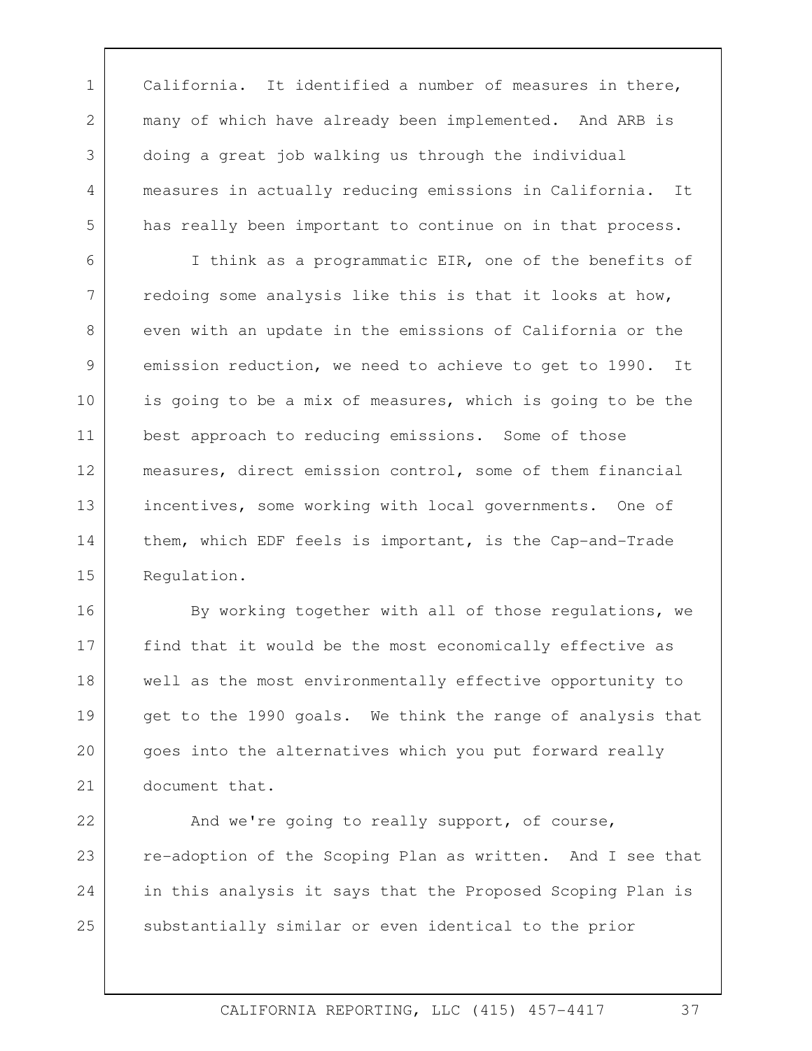California. It identified a number of measures in there, many of which have already been implemented. And ARB is doing a great job walking us through the individual measures in actually reducing emissions in California. It has really been important to continue on in that process.

I think as a programmatic EIR, one of the benefits of redoing some analysis like this is that it looks at how, even with an update in the emissions of California or the emission reduction, we need to achieve to get to 1990. It is going to be a mix of measures, which is going to be the best approach to reducing emissions. Some of those measures, direct emission control, some of them financial incentives, some working with local governments. One of them, which EDF feels is important, is the Cap-and-Trade Regulation.

By working together with all of those regulations, we find that it would be the most economically effective as well as the most environmentally effective opportunity to get to the 1990 goals. We think the range of analysis that goes into the alternatives which you put forward really document that.

And we're going to really support, of course, re-adoption of the Scoping Plan as written. And I see that in this analysis it says that the Proposed Scoping Plan is substantially similar or even identical to the prior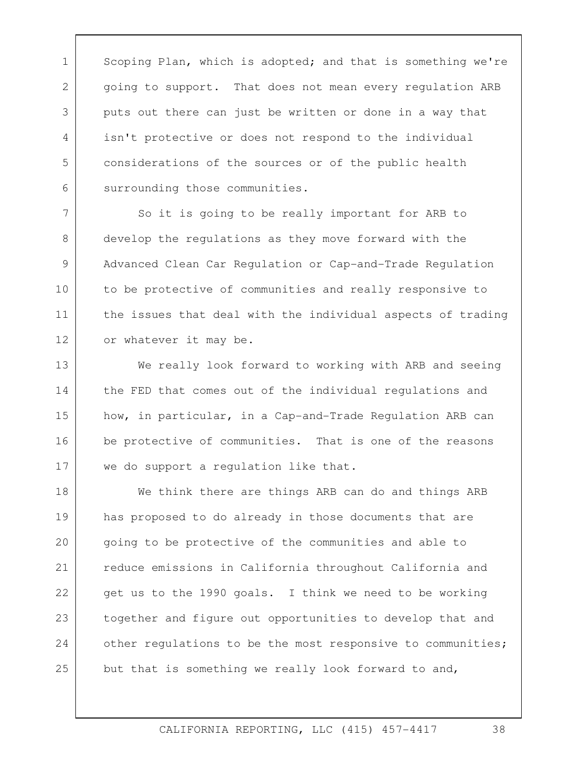Scoping Plan, which is adopted; and that is something we're going to support. That does not mean every regulation ARB puts out there can just be written or done in a way that isn't protective or does not respond to the individual considerations of the sources or of the public health surrounding those communities.

So it is going to be really important for ARB to develop the regulations as they move forward with the Advanced Clean Car Regulation or Cap-and-Trade Regulation to be protective of communities and really responsive to the issues that deal with the individual aspects of trading or whatever it may be.

We really look forward to working with ARB and seeing the FED that comes out of the individual regulations and how, in particular, in a Cap-and-Trade Regulation ARB can be protective of communities. That is one of the reasons we do support a regulation like that.

We think there are things ARB can do and things ARB has proposed to do already in those documents that are going to be protective of the communities and able to reduce emissions in California throughout California and get us to the 1990 goals. I think we need to be working together and figure out opportunities to develop that and other regulations to be the most responsive to communities; but that is something we really look forward to and,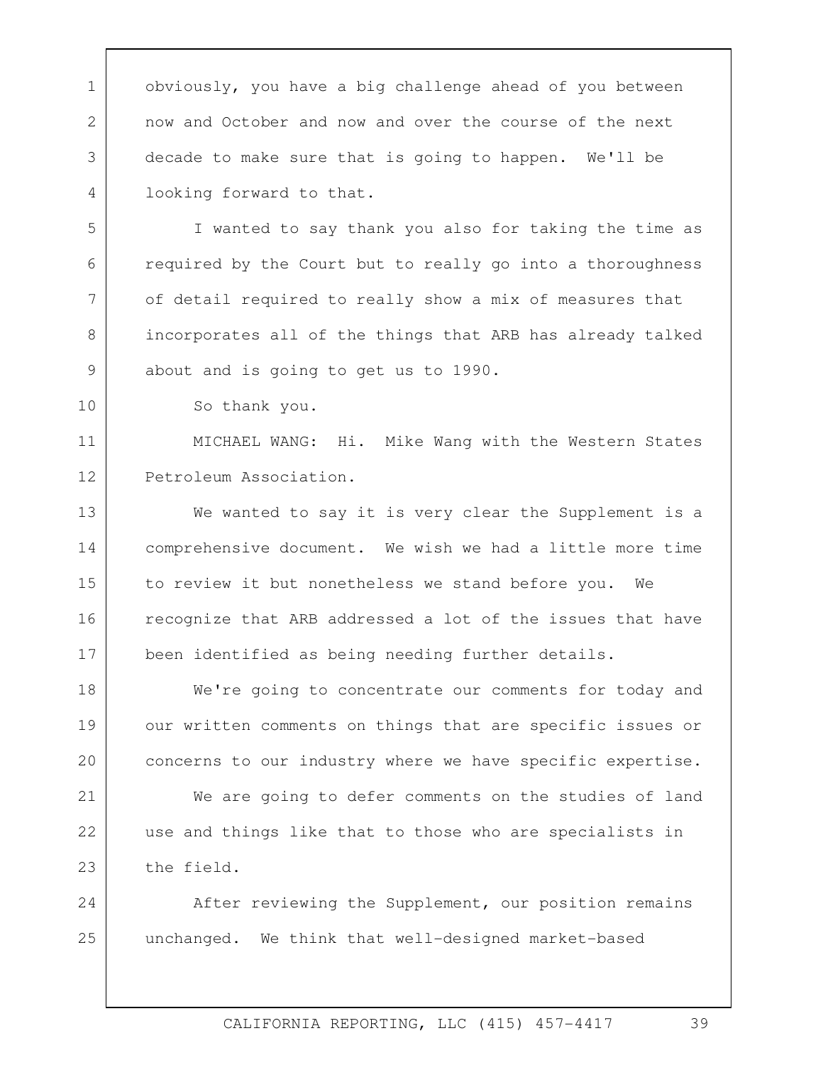obviously, you have a big challenge ahead of you between now and October and now and over the course of the next decade to make sure that is going to happen. We'll be looking forward to that.

I wanted to say thank you also for taking the time as required by the Court but to really go into a thoroughness of detail required to really show a mix of measures that incorporates all of the things that ARB has already talked about and is going to get us to 1990.

So thank you.

MICHAEL WANG: Hi. Mike Wang with the Western States Petroleum Association.

We wanted to say it is very clear the Supplement is a comprehensive document. We wish we had a little more time to review it but nonetheless we stand before you. We recognize that ARB addressed a lot of the issues that have been identified as being needing further details.

We're going to concentrate our comments for today and our written comments on things that are specific issues or concerns to our industry where we have specific expertise.

We are going to defer comments on the studies of land use and things like that to those who are specialists in the field.

After reviewing the Supplement, our position remains unchanged. We think that well-designed market-based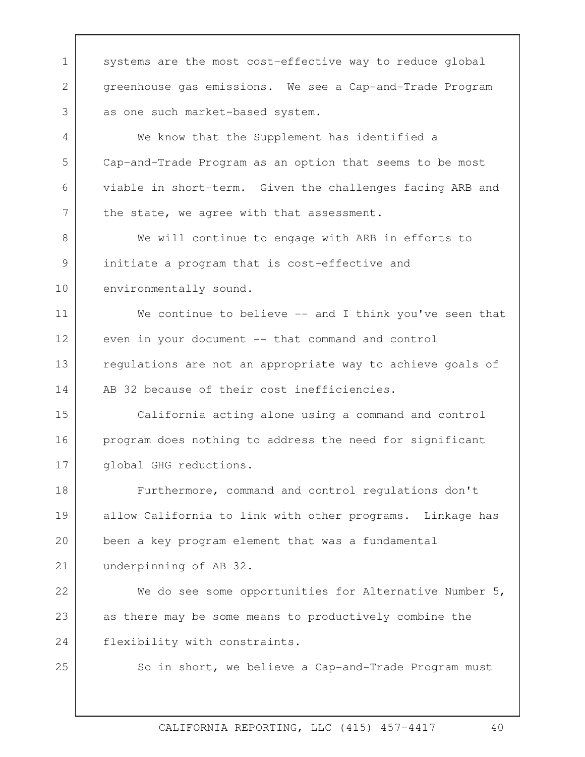systems are the most cost-effective way to reduce global greenhouse gas emissions. We see a Cap-and-Trade Program as one such market-based system.

We know that the Supplement has identified a Cap-and-Trade Program as an option that seems to be most viable in short-term. Given the challenges facing ARB and the state, we agree with that assessment.

We will continue to engage with ARB in efforts to initiate a program that is cost-effective and environmentally sound.

We continue to believe -- and I think you've seen that even in your document -- that command and control regulations are not an appropriate way to achieve goals of AB 32 because of their cost inefficiencies.

California acting alone using a command and control program does nothing to address the need for significant global GHG reductions.

Furthermore, command and control regulations don't allow California to link with other programs. Linkage has been a key program element that was a fundamental underpinning of AB 32.

We do see some opportunities for Alternative Number 5, as there may be some means to productively combine the flexibility with constraints.

So in short, we believe a Cap-and-Trade Program must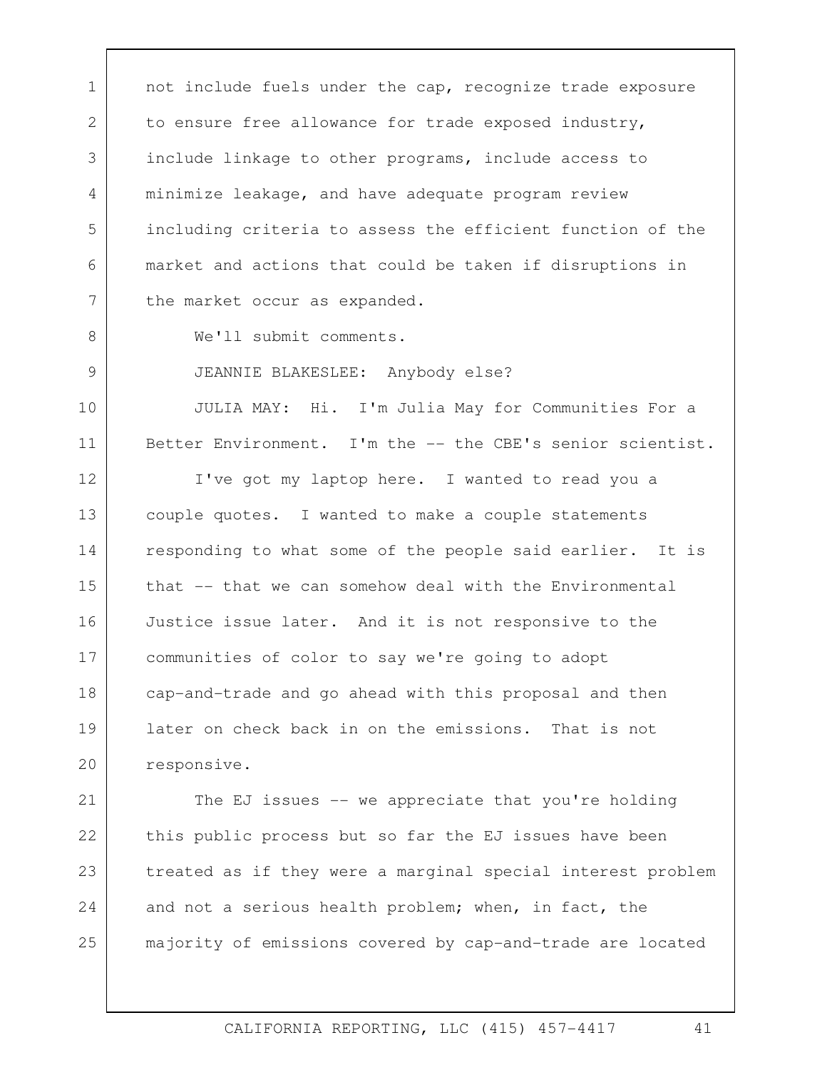not include fuels under the cap, recognize trade exposure to ensure free allowance for trade exposed industry, include linkage to other programs, include access to minimize leakage, and have adequate program review including criteria to assess the efficient function of the market and actions that could be taken if disruptions in the market occur as expanded.

We'll submit comments.

JEANNIE BLAKESLEE: Anybody else?

JULIA MAY: Hi. I'm Julia May for Communities For a Better Environment. I'm the -- the CBE's senior scientist.

I've got my laptop here. I wanted to read you a couple quotes. I wanted to make a couple statements responding to what some of the people said earlier. It is that -- that we can somehow deal with the Environmental Justice issue later. And it is not responsive to the communities of color to say we're going to adopt cap-and-trade and go ahead with this proposal and then later on check back in on the emissions. That is not responsive.

The EJ issues -- we appreciate that you're holding this public process but so far the EJ issues have been treated as if they were a marginal special interest problem and not a serious health problem; when, in fact, the majority of emissions covered by cap-and-trade are located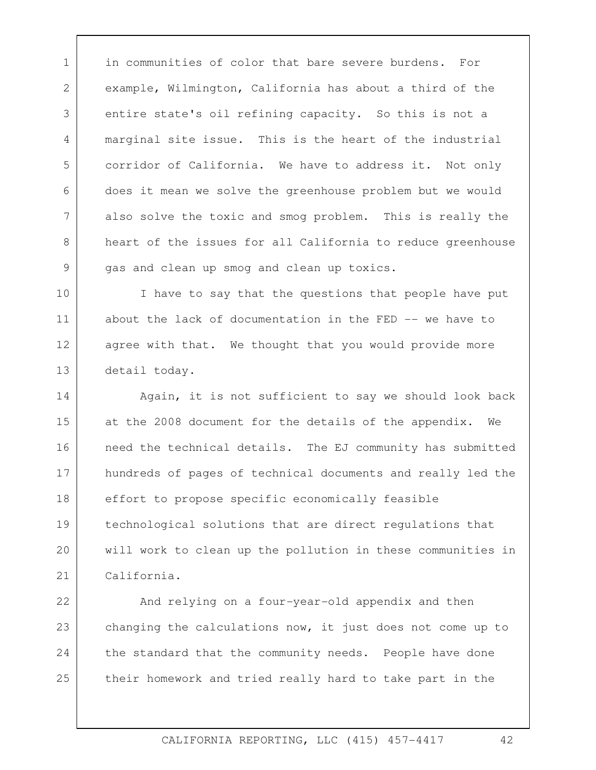in communities of color that bare severe burdens. For example, Wilmington, California has about a third of the entire state's oil refining capacity. So this is not a marginal site issue. This is the heart of the industrial corridor of California. We have to address it. Not only does it mean we solve the greenhouse problem but we would also solve the toxic and smog problem. This is really the heart of the issues for all California to reduce greenhouse gas and clean up smog and clean up toxics.

I have to say that the questions that people have put about the lack of documentation in the FED -- we have to agree with that. We thought that you would provide more detail today.

Again, it is not sufficient to say we should look back at the 2008 document for the details of the appendix. We need the technical details. The EJ community has submitted hundreds of pages of technical documents and really led the effort to propose specific economically feasible technological solutions that are direct regulations that will work to clean up the pollution in these communities in California.

And relying on a four-year-old appendix and then changing the calculations now, it just does not come up to the standard that the community needs. People have done their homework and tried really hard to take part in the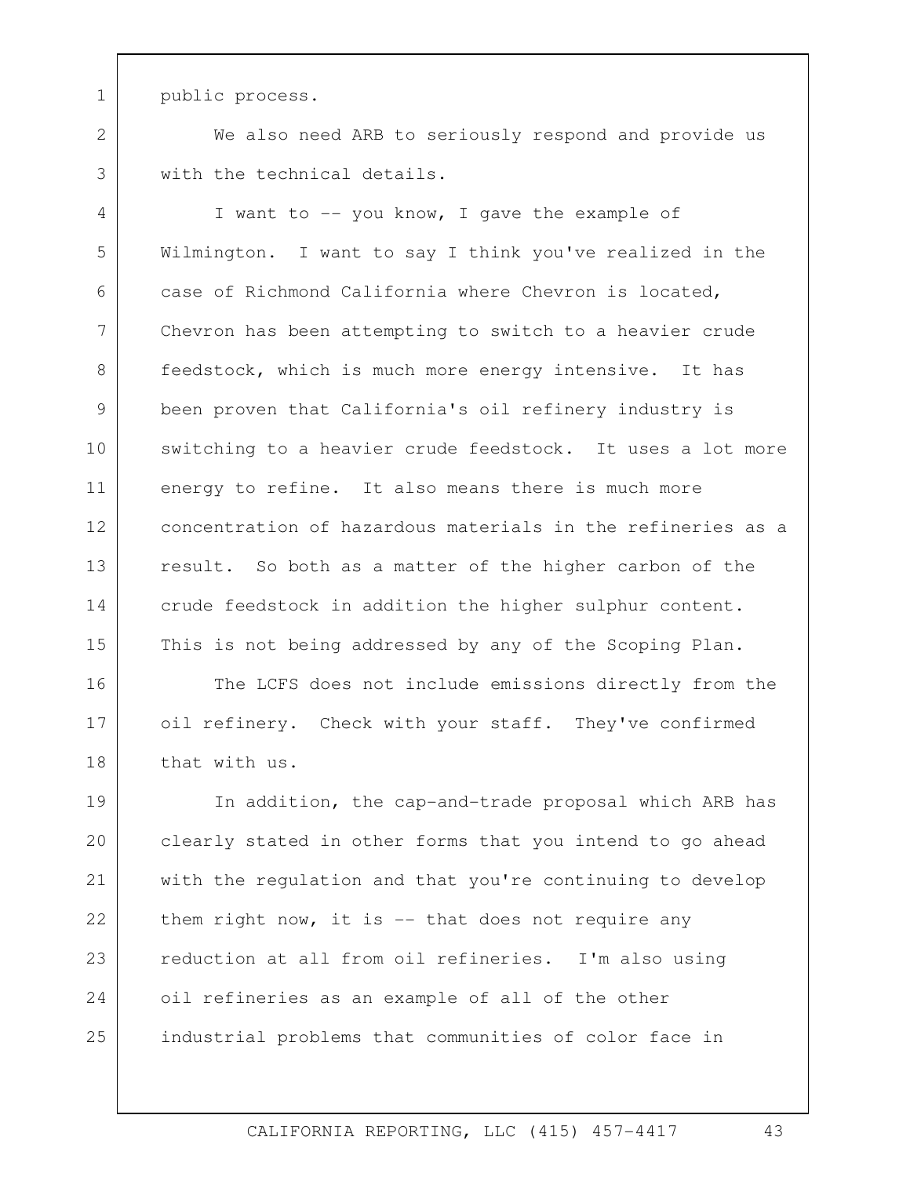public process.

We also need ARB to seriously respond and provide us with the technical details.

I want to -- you know, I gave the example of Wilmington. I want to say I think you've realized in the case of Richmond California where Chevron is located, Chevron has been attempting to switch to a heavier crude feedstock, which is much more energy intensive. It has been proven that California's oil refinery industry is switching to a heavier crude feedstock. It uses a lot more energy to refine. It also means there is much more concentration of hazardous materials in the refineries as a result. So both as a matter of the higher carbon of the crude feedstock in addition the higher sulphur content. This is not being addressed by any of the Scoping Plan.

The LCFS does not include emissions directly from the oil refinery. Check with your staff. They've confirmed that with us.

In addition, the cap-and-trade proposal which ARB has clearly stated in other forms that you intend to go ahead with the regulation and that you're continuing to develop them right now, it is -- that does not require any reduction at all from oil refineries. I'm also using oil refineries as an example of all of the other industrial problems that communities of color face in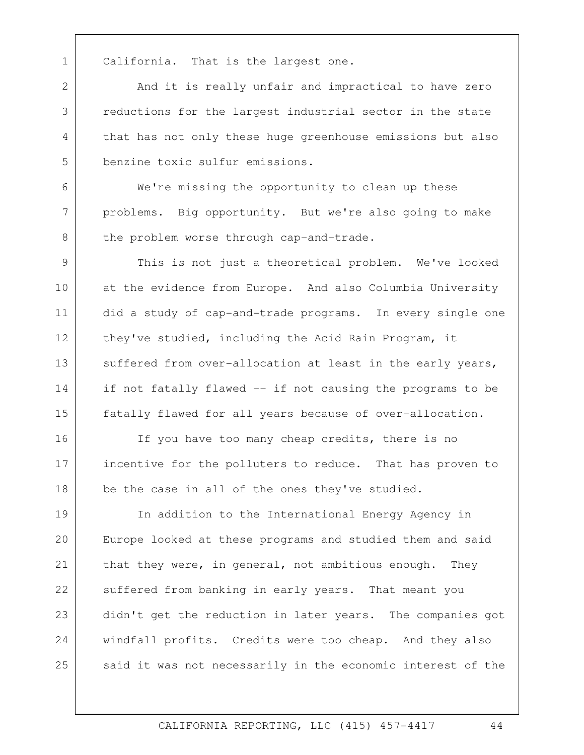California. That is the largest one.

And it is really unfair and impractical to have zero reductions for the largest industrial sector in the state that has not only these huge greenhouse emissions but also benzine toxic sulfur emissions.

We're missing the opportunity to clean up these problems. Big opportunity. But we're also going to make the problem worse through cap-and-trade.

This is not just a theoretical problem. We've looked at the evidence from Europe. And also Columbia University did a study of cap-and-trade programs. In every single one they've studied, including the Acid Rain Program, it suffered from over-allocation at least in the early years, if not fatally flawed -- if not causing the programs to be fatally flawed for all years because of over-allocation.

If you have too many cheap credits, there is no incentive for the polluters to reduce. That has proven to be the case in all of the ones they've studied.

In addition to the International Energy Agency in Europe looked at these programs and studied them and said that they were, in general, not ambitious enough. They suffered from banking in early years. That meant you didn't get the reduction in later years. The companies got windfall profits. Credits were too cheap. And they also said it was not necessarily in the economic interest of the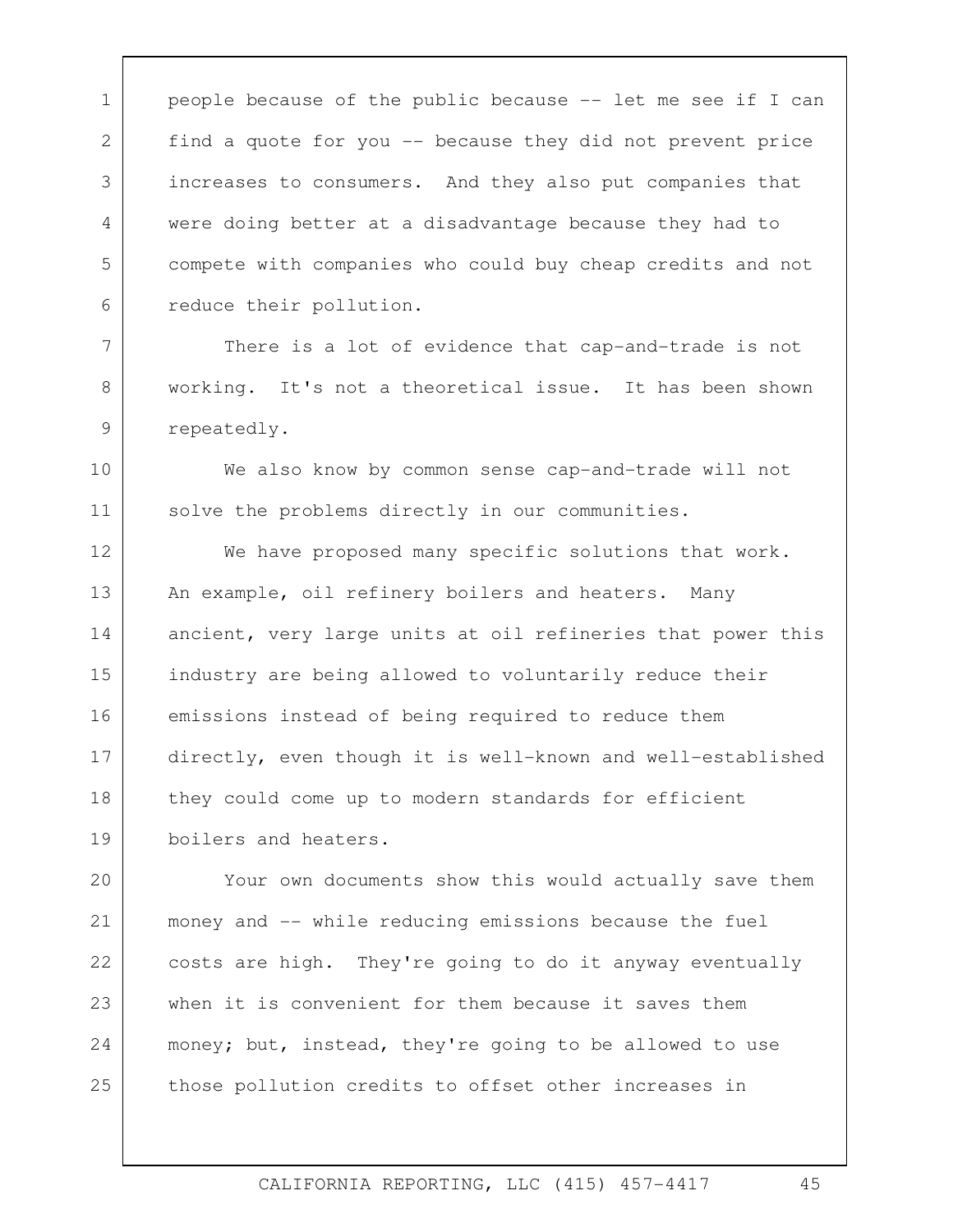people because of the public because -- let me see if I can find a quote for you -- because they did not prevent price increases to consumers. And they also put companies that were doing better at a disadvantage because they had to compete with companies who could buy cheap credits and not reduce their pollution.

There is a lot of evidence that cap-and-trade is not working. It's not a theoretical issue. It has been shown repeatedly.

We also know by common sense cap-and-trade will not solve the problems directly in our communities.

We have proposed many specific solutions that work. An example, oil refinery boilers and heaters. Many ancient, very large units at oil refineries that power this industry are being allowed to voluntarily reduce their emissions instead of being required to reduce them directly, even though it is well-known and well-established they could come up to modern standards for efficient boilers and heaters.

Your own documents show this would actually save them money and -- while reducing emissions because the fuel costs are high. They're going to do it anyway eventually when it is convenient for them because it saves them money; but, instead, they're going to be allowed to use those pollution credits to offset other increases in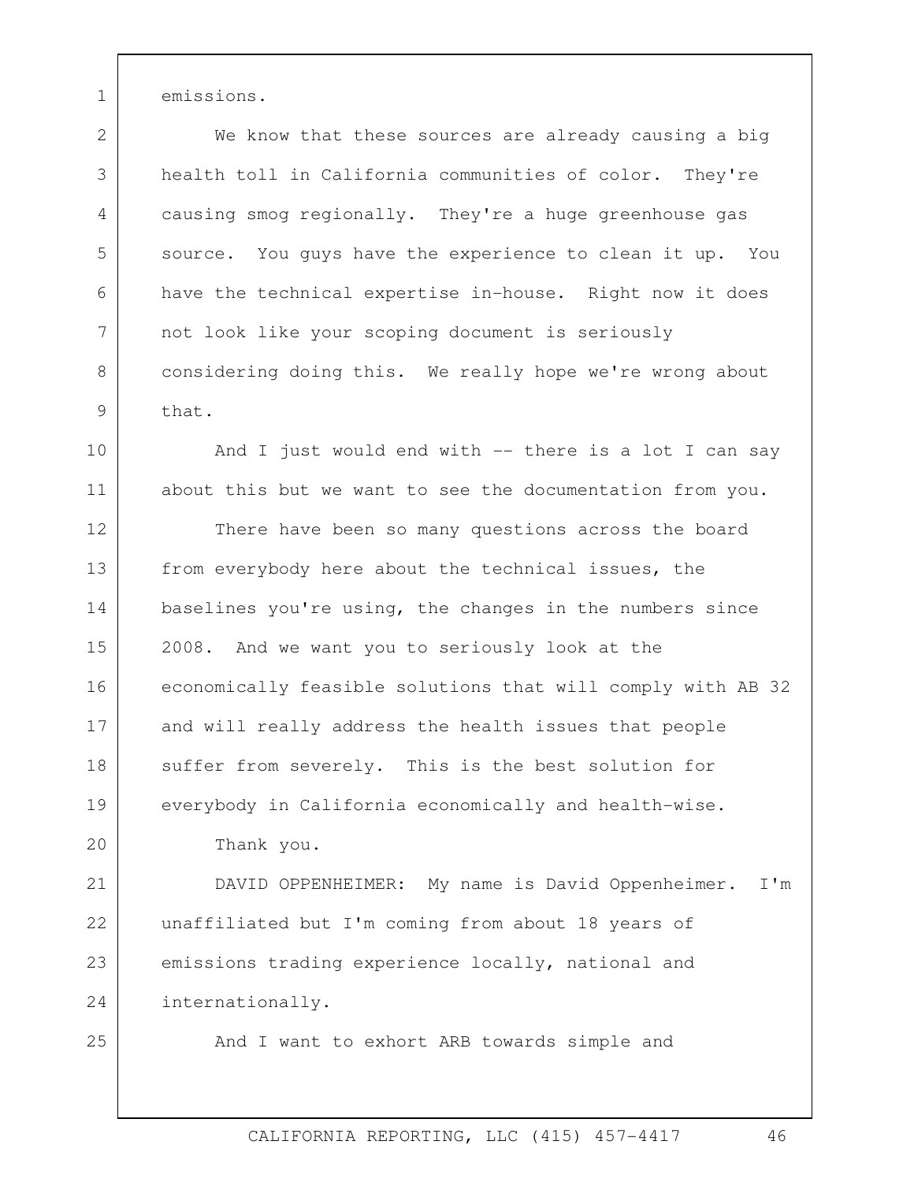emissions.

We know that these sources are already causing a big health toll in California communities of color. They're causing smog regionally. They're a huge greenhouse gas source. You guys have the experience to clean it up. You have the technical expertise in-house. Right now it does not look like your scoping document is seriously considering doing this. We really hope we're wrong about that.

And I just would end with -- there is a lot I can say about this but we want to see the documentation from you.

There have been so many questions across the board from everybody here about the technical issues, the baselines you're using, the changes in the numbers since 2008. And we want you to seriously look at the economically feasible solutions that will comply with AB 32 and will really address the health issues that people suffer from severely. This is the best solution for everybody in California economically and health-wise.

Thank you.

DAVID OPPENHEIMER: My name is David Oppenheimer. I'm unaffiliated but I'm coming from about 18 years of emissions trading experience locally, national and internationally.

And I want to exhort ARB towards simple and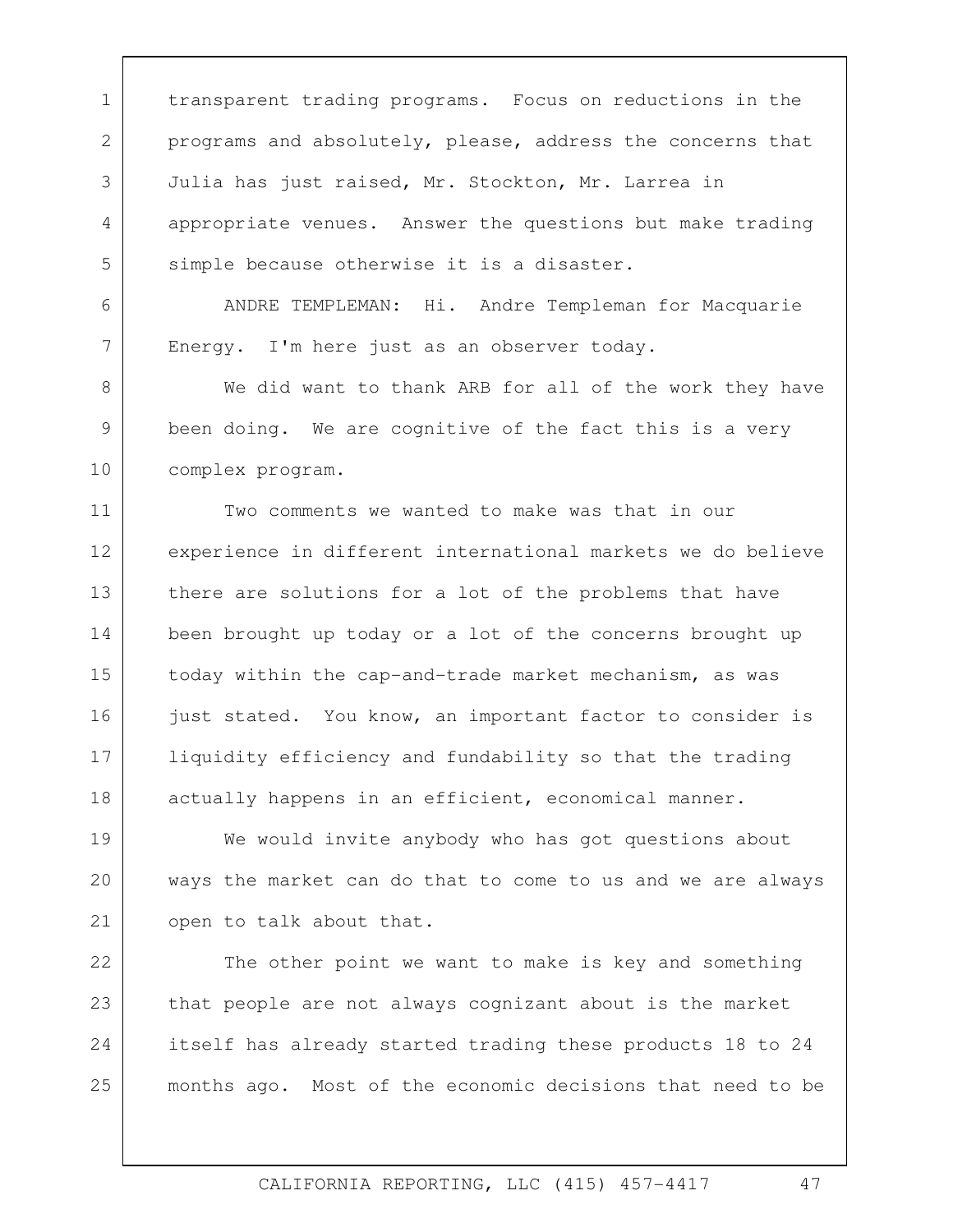transparent trading programs. Focus on reductions in the programs and absolutely, please, address the concerns that Julia has just raised, Mr. Stockton, Mr. Larrea in appropriate venues. Answer the questions but make trading simple because otherwise it is a disaster.

ANDRE TEMPLEMAN: Hi. Andre Templeman for Macquarie Energy. I'm here just as an observer today.

We did want to thank ARB for all of the work they have been doing. We are cognitive of the fact this is a very complex program.

Two comments we wanted to make was that in our experience in different international markets we do believe there are solutions for a lot of the problems that have been brought up today or a lot of the concerns brought up today within the cap-and-trade market mechanism, as was just stated. You know, an important factor to consider is liquidity efficiency and fundability so that the trading actually happens in an efficient, economical manner.

We would invite anybody who has got questions about ways the market can do that to come to us and we are always open to talk about that.

The other point we want to make is key and something that people are not always cognizant about is the market itself has already started trading these products 18 to 24 months ago. Most of the economic decisions that need to be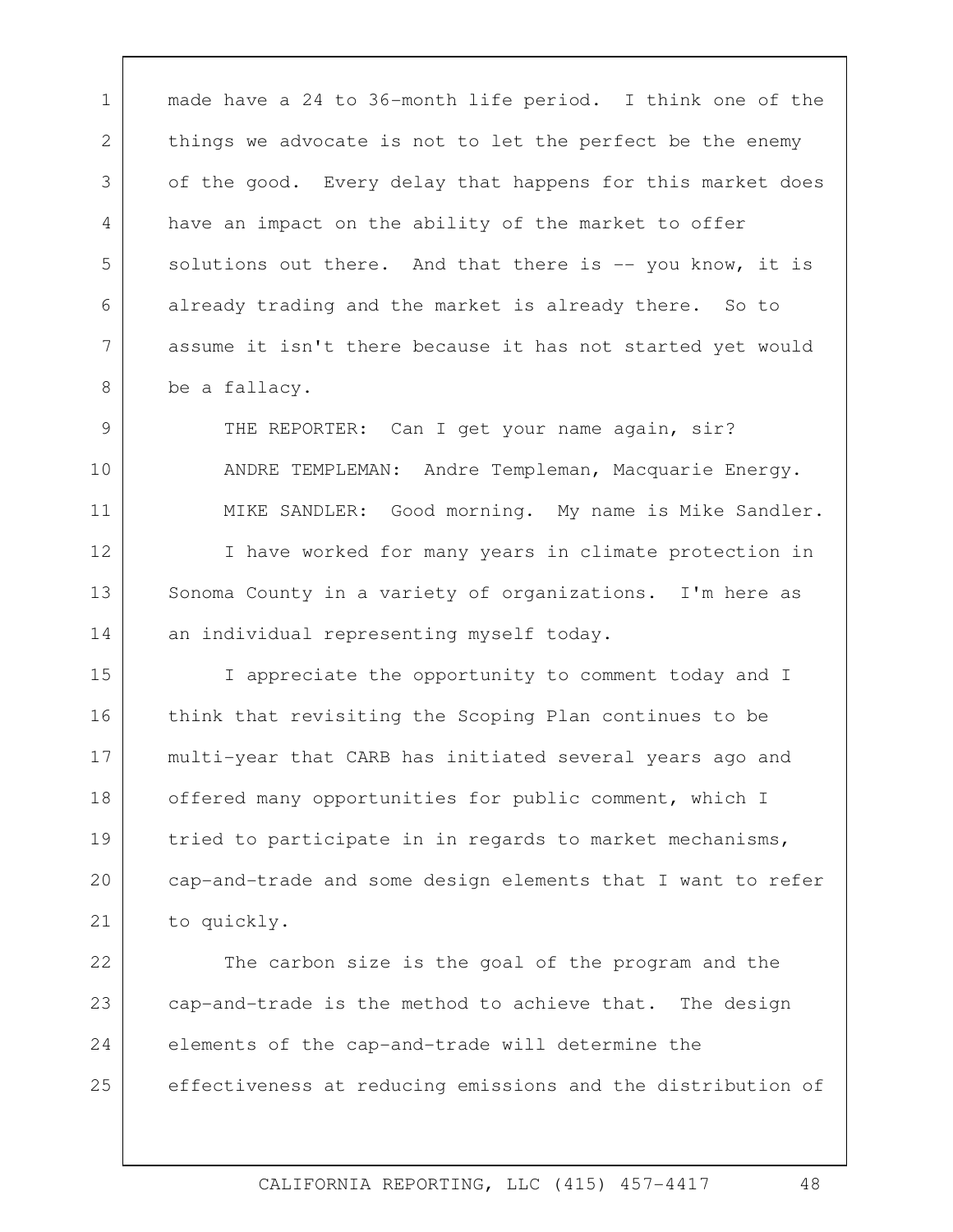made have a 24 to 36-month life period. I think one of the things we advocate is not to let the perfect be the enemy of the good. Every delay that happens for this market does have an impact on the ability of the market to offer solutions out there. And that there is -- you know, it is already trading and the market is already there. So to assume it isn't there because it has not started yet would be a fallacy.

THE REPORTER: Can I get your name again, sir?

ANDRE TEMPLEMAN: Andre Templeman, Macquarie Energy.

MIKE SANDLER: Good morning. My name is Mike Sandler.

I have worked for many years in climate protection in Sonoma County in a variety of organizations. I'm here as an individual representing myself today.

I appreciate the opportunity to comment today and I think that revisiting the Scoping Plan continues to be multi-year that CARB has initiated several years ago and offered many opportunities for public comment, which I tried to participate in in regards to market mechanisms, cap-and-trade and some design elements that I want to refer to quickly.

The carbon size is the goal of the program and the cap-and-trade is the method to achieve that. The design elements of the cap-and-trade will determine the effectiveness at reducing emissions and the distribution of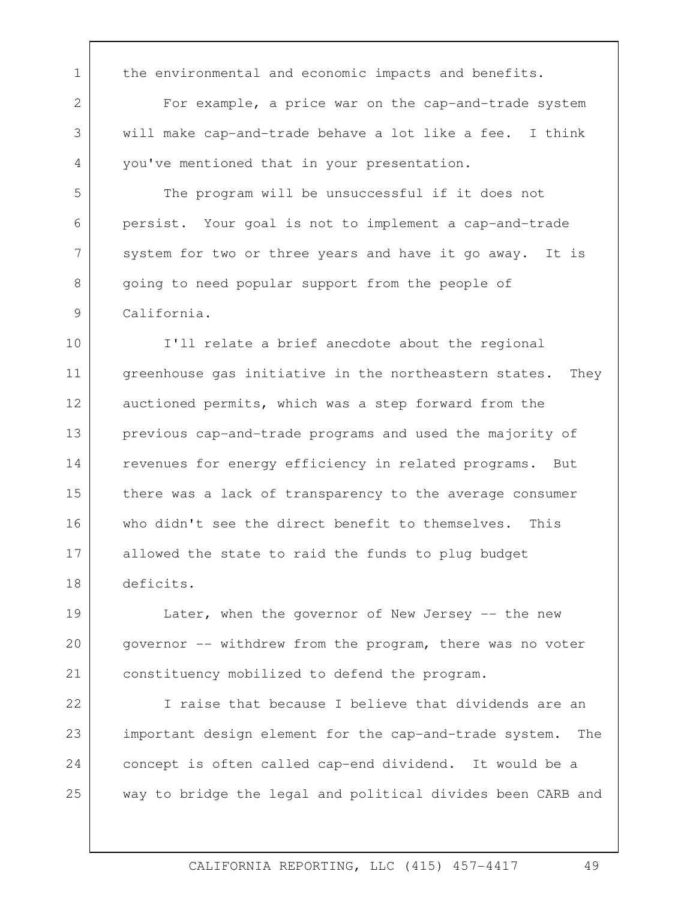the environmental and economic impacts and benefits.

For example, a price war on the cap-and-trade system will make cap-and-trade behave a lot like a fee. I think you've mentioned that in your presentation.

The program will be unsuccessful if it does not persist. Your goal is not to implement a cap-and-trade system for two or three years and have it go away. It is going to need popular support from the people of California.

I'll relate a brief anecdote about the regional greenhouse gas initiative in the northeastern states. They auctioned permits, which was a step forward from the previous cap-and-trade programs and used the majority of revenues for energy efficiency in related programs. But there was a lack of transparency to the average consumer who didn't see the direct benefit to themselves. This allowed the state to raid the funds to plug budget deficits.

Later, when the governor of New Jersey -- the new governor -- withdrew from the program, there was no voter constituency mobilized to defend the program.

I raise that because I believe that dividends are an important design element for the cap-and-trade system. The concept is often called cap-end dividend. It would be a way to bridge the legal and political divides been CARB and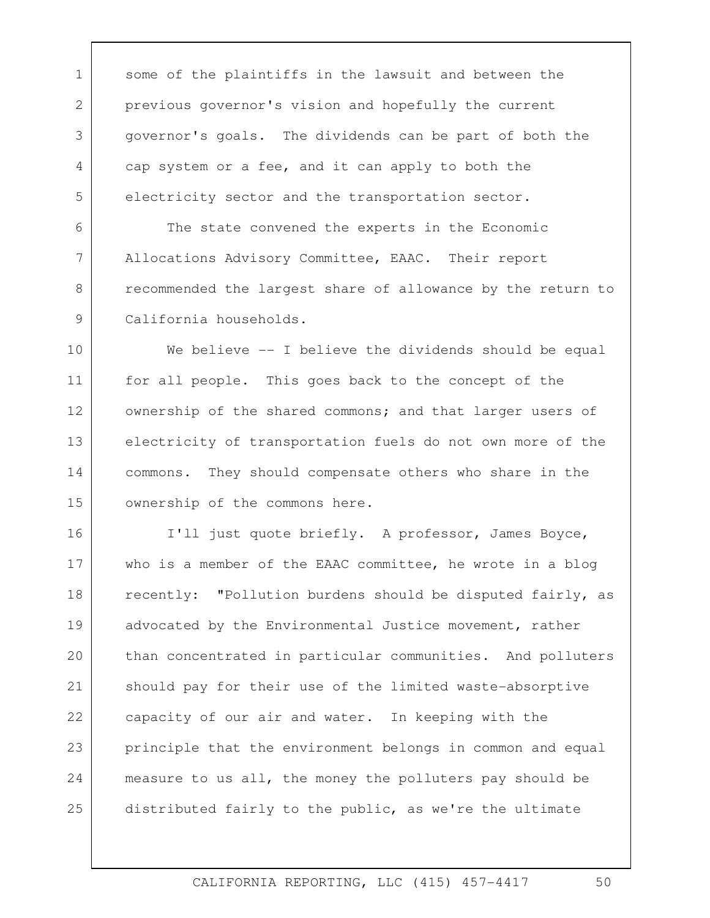some of the plaintiffs in the lawsuit and between the previous governor's vision and hopefully the current governor's goals. The dividends can be part of both the cap system or a fee, and it can apply to both the electricity sector and the transportation sector.

The state convened the experts in the Economic Allocations Advisory Committee, EAAC. Their report recommended the largest share of allowance by the return to California households.

We believe -- I believe the dividends should be equal for all people. This goes back to the concept of the ownership of the shared commons; and that larger users of electricity of transportation fuels do not own more of the commons. They should compensate others who share in the ownership of the commons here.

I'll just quote briefly. A professor, James Boyce, who is a member of the EAAC committee, he wrote in a blog recently: "Pollution burdens should be disputed fairly, as advocated by the Environmental Justice movement, rather than concentrated in particular communities. And polluters should pay for their use of the limited waste-absorptive capacity of our air and water. In keeping with the principle that the environment belongs in common and equal measure to us all, the money the polluters pay should be distributed fairly to the public, as we're the ultimate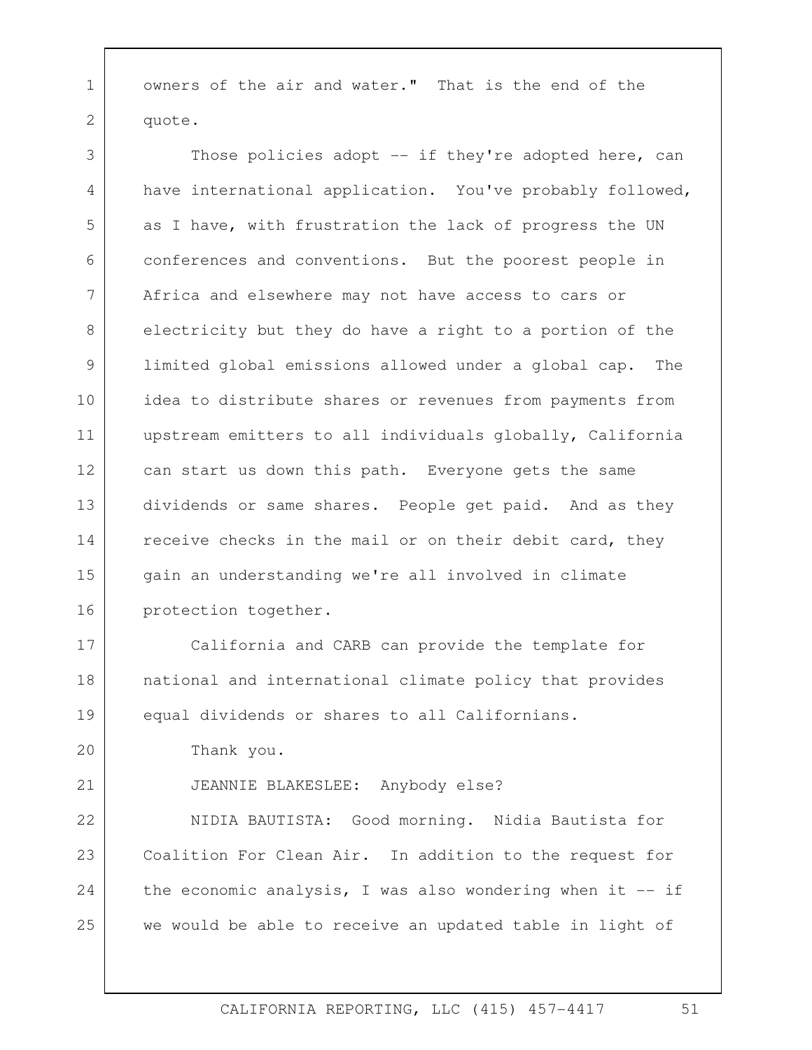owners of the air and water." That is the end of the quote.

Those policies adopt -- if they're adopted here, can have international application. You've probably followed, as I have, with frustration the lack of progress the UN conferences and conventions. But the poorest people in Africa and elsewhere may not have access to cars or electricity but they do have a right to a portion of the limited global emissions allowed under a global cap. The idea to distribute shares or revenues from payments from upstream emitters to all individuals globally, California can start us down this path. Everyone gets the same dividends or same shares. People get paid. And as they receive checks in the mail or on their debit card, they gain an understanding we're all involved in climate protection together.

California and CARB can provide the template for national and international climate policy that provides equal dividends or shares to all Californians.

Thank you.

JEANNIE BLAKESLEE: Anybody else?

NIDIA BAUTISTA: Good morning. Nidia Bautista for Coalition For Clean Air. In addition to the request for the economic analysis, I was also wondering when it -- if we would be able to receive an updated table in light of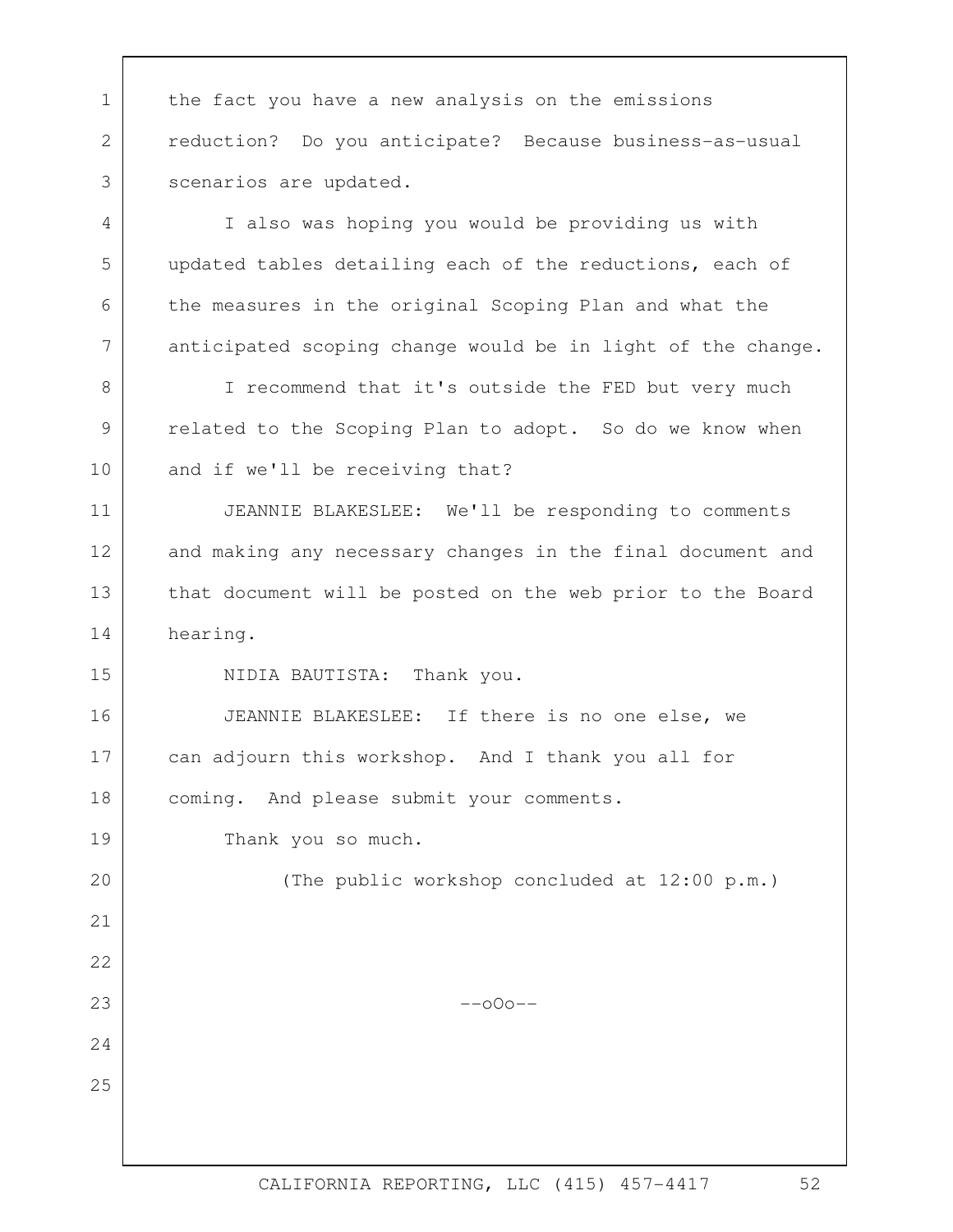the fact you have a new analysis on the emissions reduction? Do you anticipate? Because business-as-usual scenarios are updated.

I also was hoping you would be providing us with updated tables detailing each of the reductions, each of the measures in the original Scoping Plan and what the anticipated scoping change would be in light of the change.

I recommend that it's outside the FED but very much related to the Scoping Plan to adopt. So do we know when and if we'll be receiving that?

JEANNIE BLAKESLEE: We'll be responding to comments and making any necessary changes in the final document and that document will be posted on the web prior to the Board hearing.

NIDIA BAUTISTA: Thank you.

JEANNIE BLAKESLEE: If there is no one else, we can adjourn this workshop. And I thank you all for coming. And please submit your comments.

Thank you so much.

(The public workshop concluded at 12:00 p.m.)

--oOo--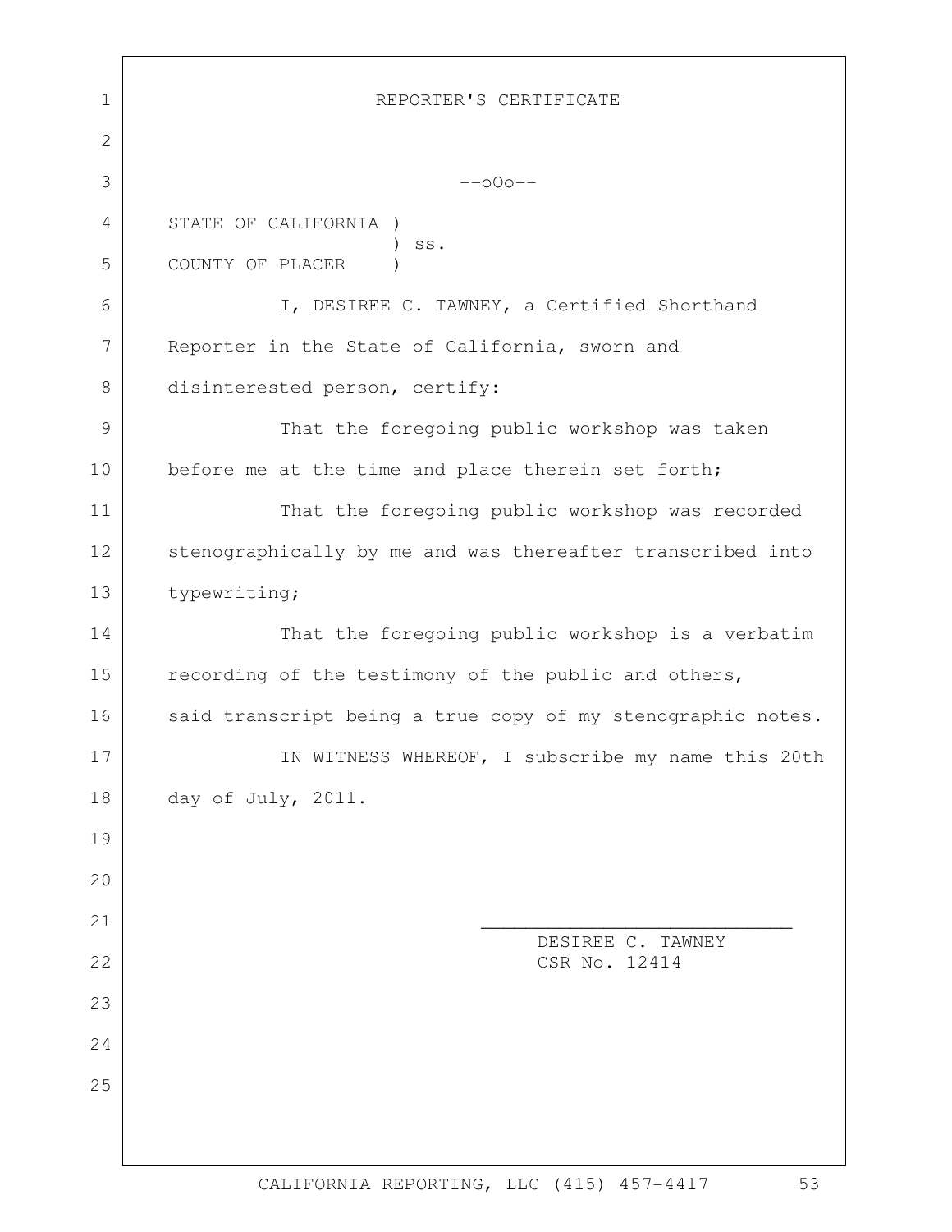# REPORTER'S CERTIFICATE

--oOo--

STATE OF CALIFORNIA )
                    ) ss.
COUNTY OF PLACER    )

I, DESIREE C. TAWNEY, a Certified Shorthand Reporter in the State of California, sworn and disinterested person, certify:

That the foregoing public workshop was taken before me at the time and place therein set forth;

That the foregoing public workshop was recorded stenographically by me and was thereafter transcribed into typewriting;

That the foregoing public workshop is a verbatim recording of the testimony of the public and others, said transcript being a true copy of my stenographic notes.

IN WITNESS WHEREOF, I subscribe my name this 20th day of July, 2011.

___________________________
DESIREE C. TAWNEY
CSR No. 12414